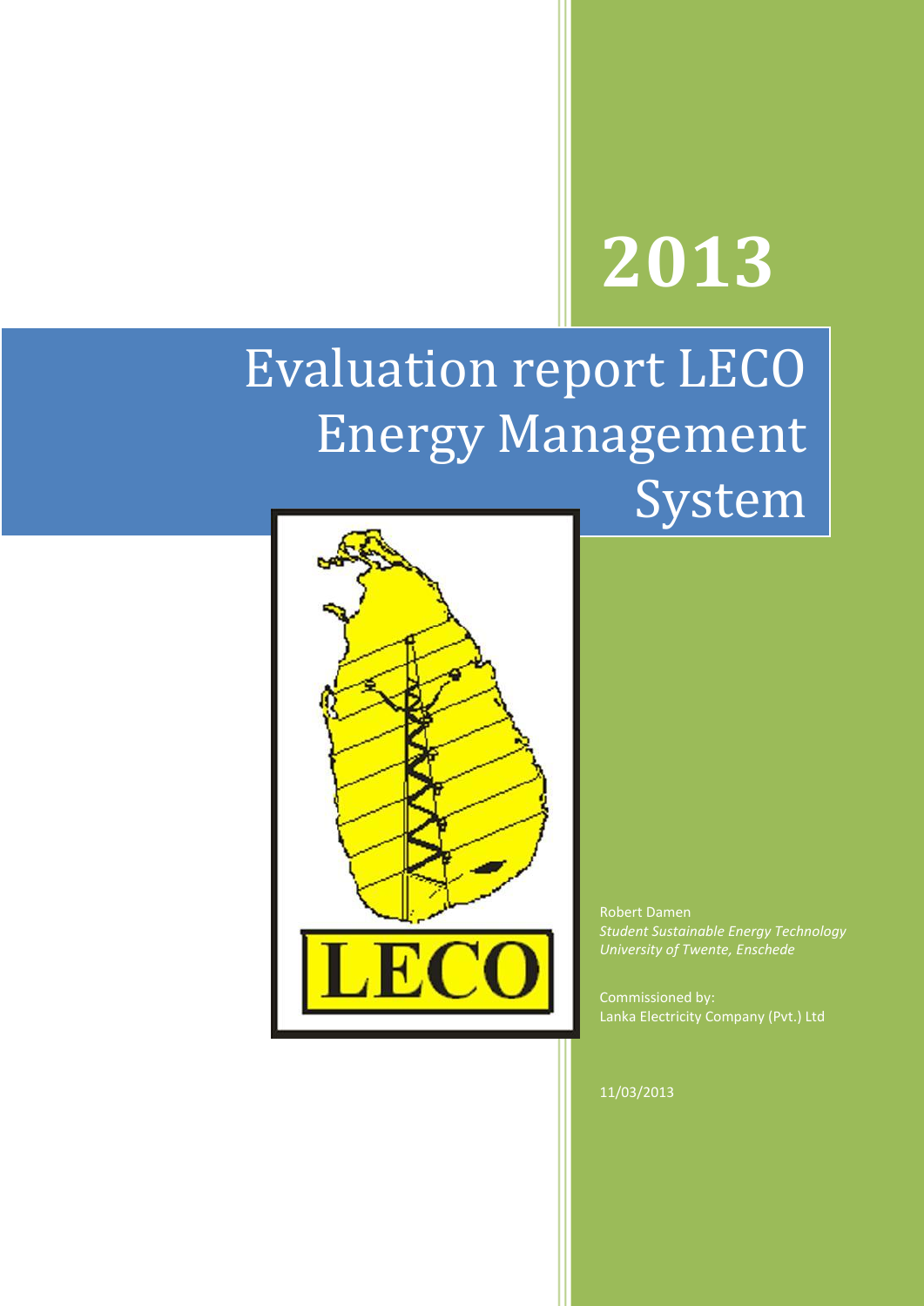# 2013

# Evaluation report LECO Energy Management System

LECO

Robert Damen
*Student Sustainable Energy Technology*
*University of Twente, Enschede*

Commissioned by:
Lanka Electricity Company (Pvt.) Ltd

11/03/2013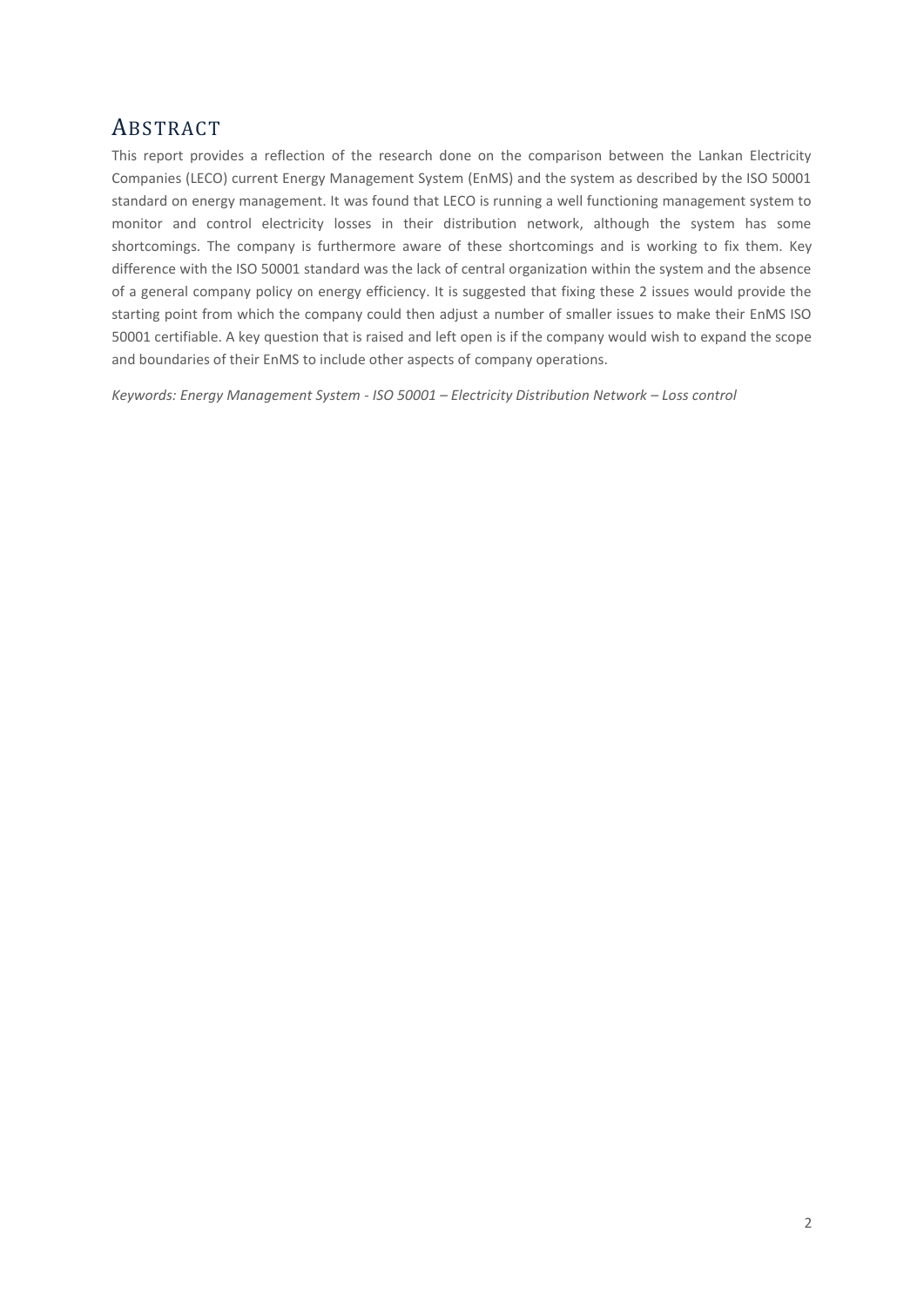# Abstract

This report provides a reflection of the research done on the comparison between the Lankan Electricity Companies (LECO) current Energy Management System (EnMS) and the system as described by the ISO 50001 standard on energy management. It was found that LECO is running a well functioning management system to monitor and control electricity losses in their distribution network, although the system has some shortcomings. The company is furthermore aware of these shortcomings and is working to fix them. Key difference with the ISO 50001 standard was the lack of central organization within the system and the absence of a general company policy on energy efficiency. It is suggested that fixing these 2 issues would provide the starting point from which the company could then adjust a number of smaller issues to make their EnMS ISO 50001 certifiable. A key question that is raised and left open is if the company would wish to expand the scope and boundaries of their EnMS to include other aspects of company operations.

*Keywords: Energy Management System - ISO 50001 – Electricity Distribution Network – Loss control*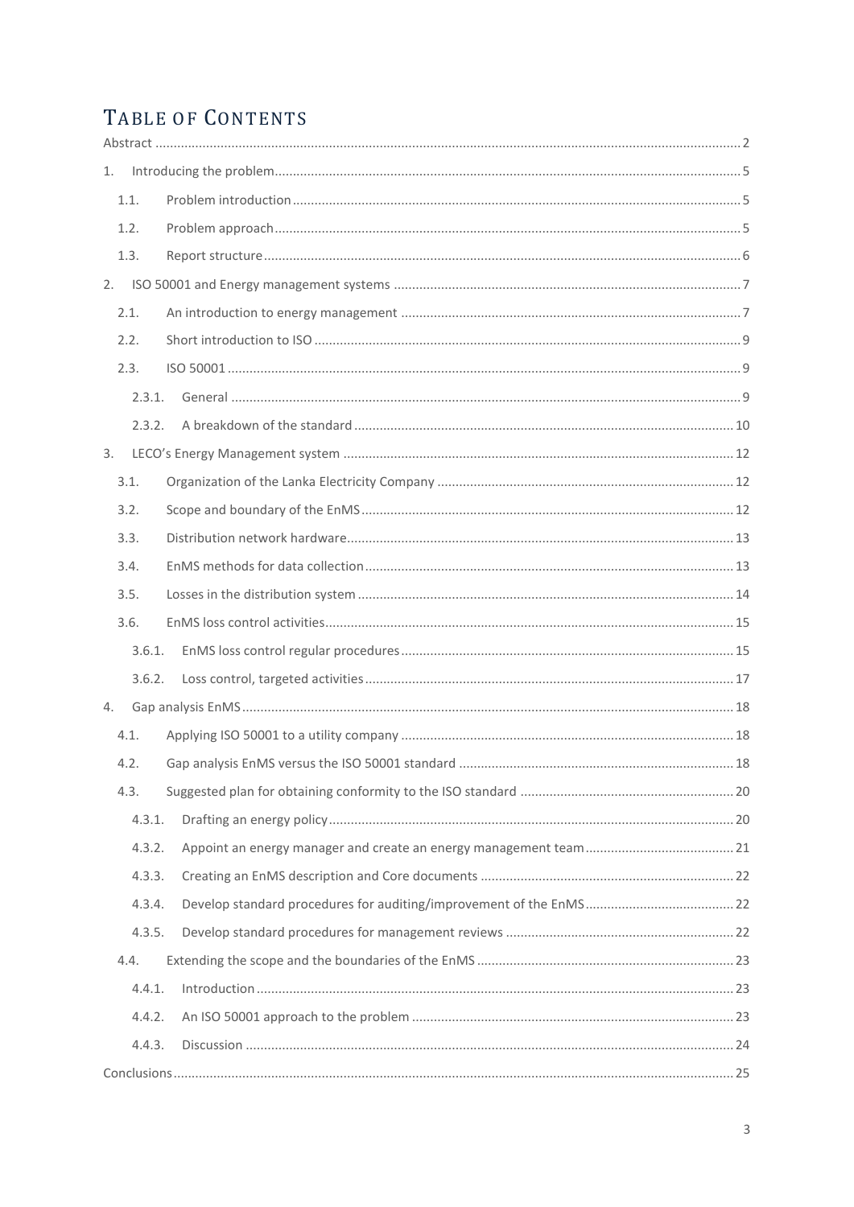# TABLE OF CONTENTS

Abstract ..... 2

1. Introducing the problem ..... 5
   - 1.1. Problem introduction ..... 5
   - 1.2. Problem approach ..... 5
   - 1.3. Report structure ..... 6
2. ISO 50001 and Energy management systems ..... 7
   - 2.1. An introduction to energy management ..... 7
   - 2.2. Short introduction to ISO ..... 9
   - 2.3. ISO 50001 ..... 9
     - 2.3.1. General ..... 9
     - 2.3.2. A breakdown of the standard ..... 10
3. LECO's Energy Management system ..... 12
   - 3.1. Organization of the Lanka Electricity Company ..... 12
   - 3.2. Scope and boundary of the EnMS ..... 12
   - 3.3. Distribution network hardware ..... 13
   - 3.4. EnMS methods for data collection ..... 13
   - 3.5. Losses in the distribution system ..... 14
   - 3.6. EnMS loss control activities ..... 15
     - 3.6.1. EnMS loss control regular procedures ..... 15
     - 3.6.2. Loss control, targeted activities ..... 17
4. Gap analysis EnMS ..... 18
   - 4.1. Applying ISO 50001 to a utility company ..... 18
   - 4.2. Gap analysis EnMS versus the ISO 50001 standard ..... 18
   - 4.3. Suggested plan for obtaining conformity to the ISO standard ..... 20
     - 4.3.1. Drafting an energy policy ..... 20
     - 4.3.2. Appoint an energy manager and create an energy management team ..... 21
     - 4.3.3. Creating an EnMS description and Core documents ..... 22
     - 4.3.4. Develop standard procedures for auditing/improvement of the EnMS ..... 22
     - 4.3.5. Develop standard procedures for management reviews ..... 22
   - 4.4. Extending the scope and the boundaries of the EnMS ..... 23
     - 4.4.1. Introduction ..... 23
     - 4.4.2. An ISO 50001 approach to the problem ..... 23
     - 4.4.3. Discussion ..... 24

Conclusions ..... 25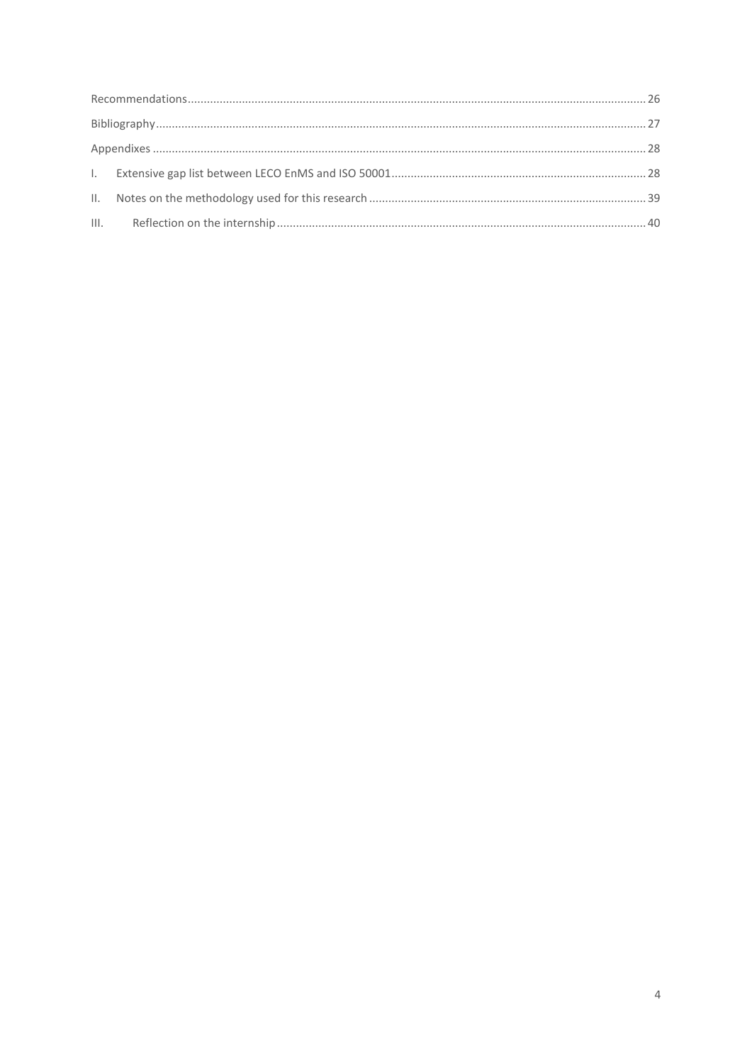Recommendations ........................................................................................................................................ 26

Bibliography ................................................................................................................................................ 27

Appendixes ................................................................................................................................................. 28

I. Extensive gap list between LECO EnMS and ISO 50001 ................................................................ 28

II. Notes on the methodology used for this research ...................................................................... 39

III. Reflection on the internship ........................................................................................................ 40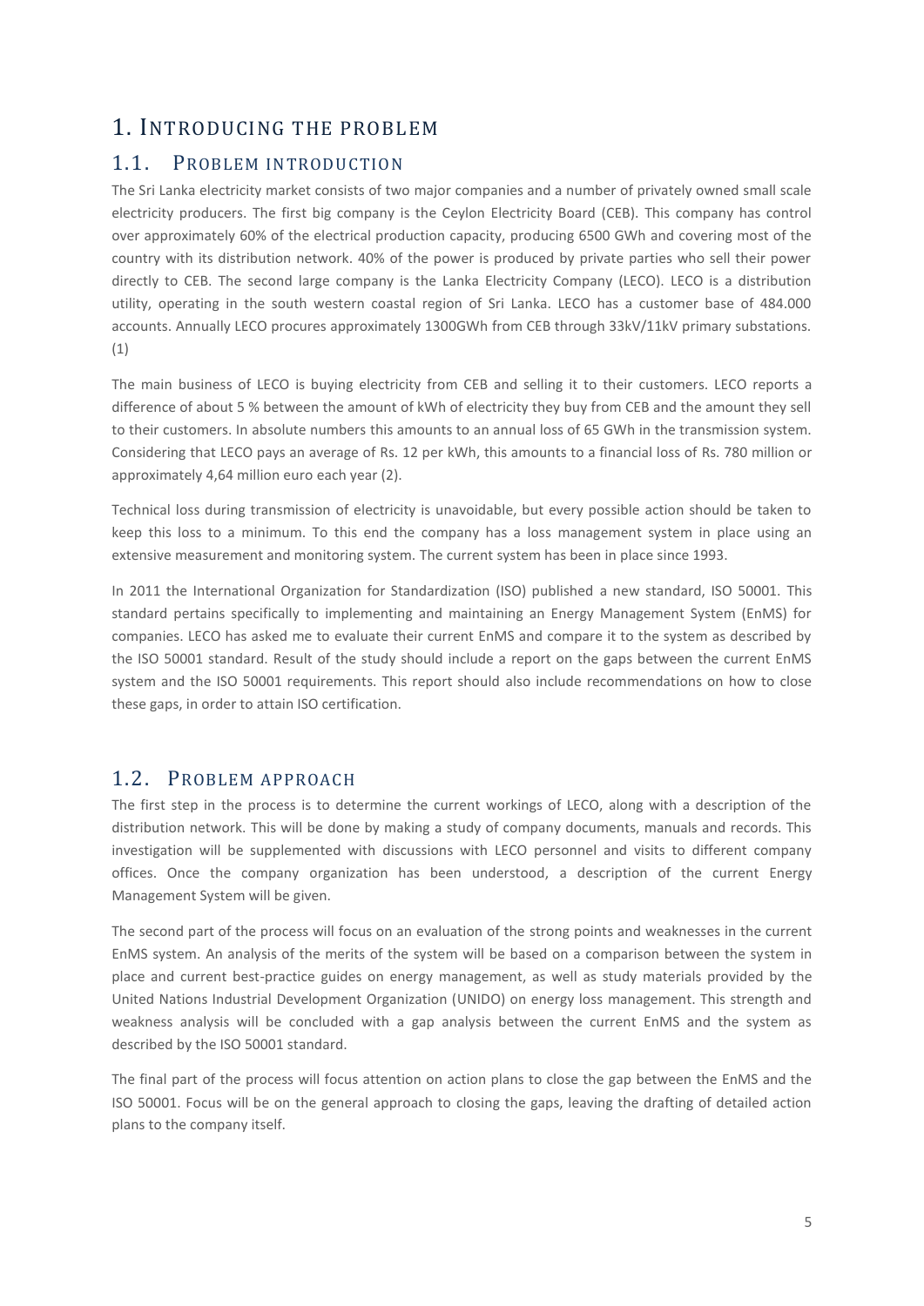# 1. Introducing the problem

## 1.1. Problem introduction

The Sri Lanka electricity market consists of two major companies and a number of privately owned small scale electricity producers. The first big company is the Ceylon Electricity Board (CEB). This company has control over approximately 60% of the electrical production capacity, producing 6500 GWh and covering most of the country with its distribution network. 40% of the power is produced by private parties who sell their power directly to CEB. The second large company is the Lanka Electricity Company (LECO). LECO is a distribution utility, operating in the south western coastal region of Sri Lanka. LECO has a customer base of 484.000 accounts. Annually LECO procures approximately 1300GWh from CEB through 33kV/11kV primary substations. (1)

The main business of LECO is buying electricity from CEB and selling it to their customers. LECO reports a difference of about 5 % between the amount of kWh of electricity they buy from CEB and the amount they sell to their customers. In absolute numbers this amounts to an annual loss of 65 GWh in the transmission system. Considering that LECO pays an average of Rs. 12 per kWh, this amounts to a financial loss of Rs. 780 million or approximately 4,64 million euro each year (2).

Technical loss during transmission of electricity is unavoidable, but every possible action should be taken to keep this loss to a minimum. To this end the company has a loss management system in place using an extensive measurement and monitoring system. The current system has been in place since 1993.

In 2011 the International Organization for Standardization (ISO) published a new standard, ISO 50001. This standard pertains specifically to implementing and maintaining an Energy Management System (EnMS) for companies. LECO has asked me to evaluate their current EnMS and compare it to the system as described by the ISO 50001 standard. Result of the study should include a report on the gaps between the current EnMS system and the ISO 50001 requirements. This report should also include recommendations on how to close these gaps, in order to attain ISO certification.

## 1.2. Problem approach

The first step in the process is to determine the current workings of LECO, along with a description of the distribution network. This will be done by making a study of company documents, manuals and records. This investigation will be supplemented with discussions with LECO personnel and visits to different company offices. Once the company organization has been understood, a description of the current Energy Management System will be given.

The second part of the process will focus on an evaluation of the strong points and weaknesses in the current EnMS system. An analysis of the merits of the system will be based on a comparison between the system in place and current best-practice guides on energy management, as well as study materials provided by the United Nations Industrial Development Organization (UNIDO) on energy loss management. This strength and weakness analysis will be concluded with a gap analysis between the current EnMS and the system as described by the ISO 50001 standard.

The final part of the process will focus attention on action plans to close the gap between the EnMS and the ISO 50001. Focus will be on the general approach to closing the gaps, leaving the drafting of detailed action plans to the company itself.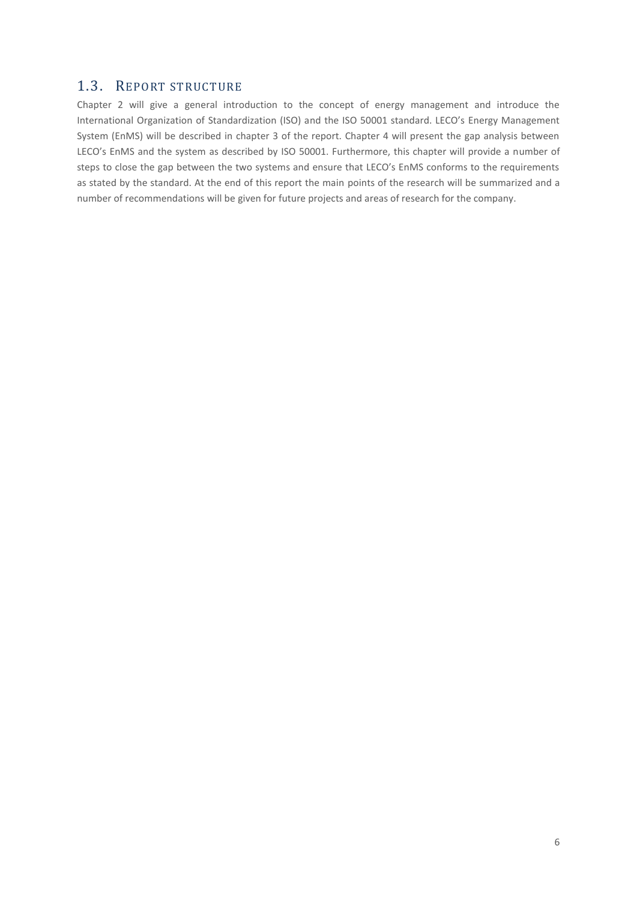## 1.3. Report structure

Chapter 2 will give a general introduction to the concept of energy management and introduce the International Organization of Standardization (ISO) and the ISO 50001 standard. LECO's Energy Management System (EnMS) will be described in chapter 3 of the report. Chapter 4 will present the gap analysis between LECO's EnMS and the system as described by ISO 50001. Furthermore, this chapter will provide a number of steps to close the gap between the two systems and ensure that LECO's EnMS conforms to the requirements as stated by the standard. At the end of this report the main points of the research will be summarized and a number of recommendations will be given for future projects and areas of research for the company.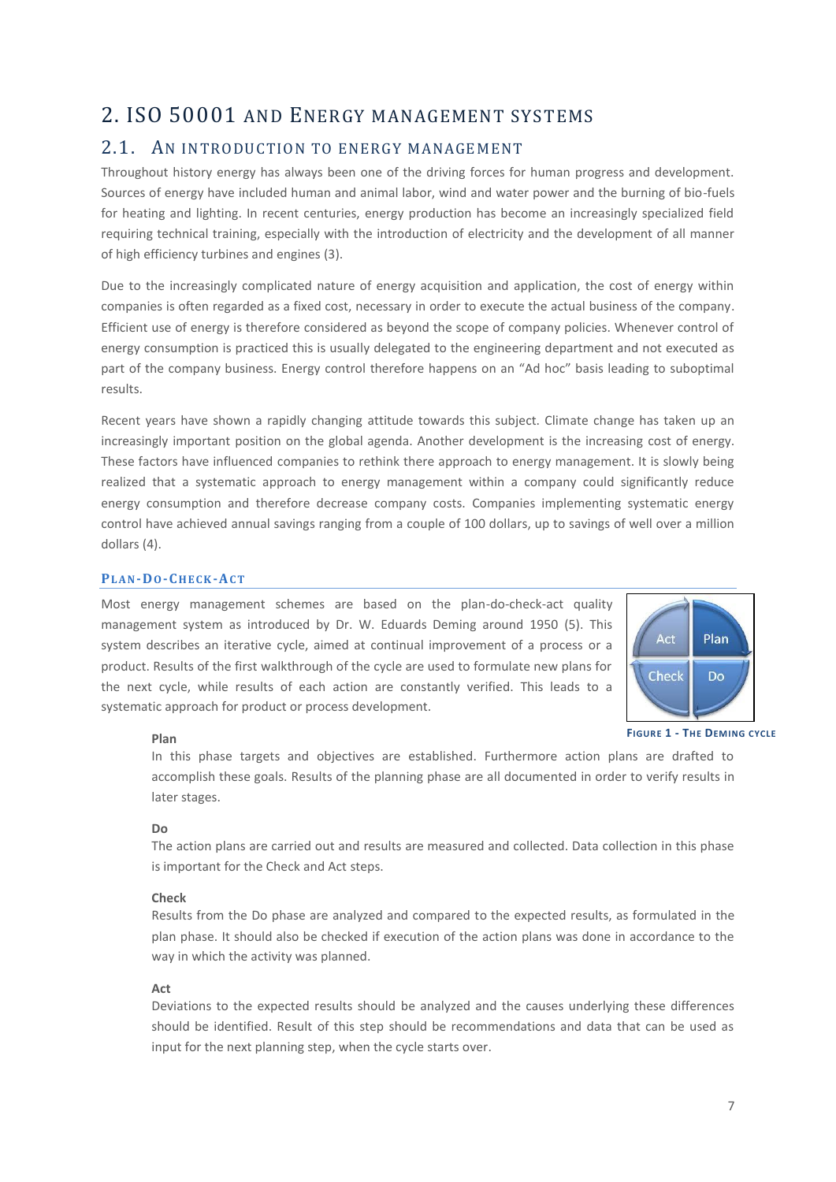# 2. ISO 50001 AND ENERGY MANAGEMENT SYSTEMS

## 2.1. AN INTRODUCTION TO ENERGY MANAGEMENT

Throughout history energy has always been one of the driving forces for human progress and development. Sources of energy have included human and animal labor, wind and water power and the burning of bio-fuels for heating and lighting. In recent centuries, energy production has become an increasingly specialized field requiring technical training, especially with the introduction of electricity and the development of all manner of high efficiency turbines and engines (3).

Due to the increasingly complicated nature of energy acquisition and application, the cost of energy within companies is often regarded as a fixed cost, necessary in order to execute the actual business of the company. Efficient use of energy is therefore considered as beyond the scope of company policies. Whenever control of energy consumption is practiced this is usually delegated to the engineering department and not executed as part of the company business. Energy control therefore happens on an "Ad hoc" basis leading to suboptimal results.

Recent years have shown a rapidly changing attitude towards this subject. Climate change has taken up an increasingly important position on the global agenda. Another development is the increasing cost of energy. These factors have influenced companies to rethink there approach to energy management. It is slowly being realized that a systematic approach to energy management within a company could significantly reduce energy consumption and therefore decrease company costs. Companies implementing systematic energy control have achieved annual savings ranging from a couple of 100 dollars, up to savings of well over a million dollars (4).

### PLAN-DO-CHECK-ACT

Most energy management schemes are based on the plan-do-check-act quality management system as introduced by Dr. W. Eduards Deming around 1950 (5). This system describes an iterative cycle, aimed at continual improvement of a process or a product. Results of the first walkthrough of the cycle are used to formulate new plans for the next cycle, while results of each action are constantly verified. This leads to a systematic approach for product or process development.

FIGURE 1 - THE DEMING CYCLE

**Plan**
In this phase targets and objectives are established. Furthermore action plans are drafted to accomplish these goals. Results of the planning phase are all documented in order to verify results in later stages.

**Do**
The action plans are carried out and results are measured and collected. Data collection in this phase is important for the Check and Act steps.

**Check**
Results from the Do phase are analyzed and compared to the expected results, as formulated in the plan phase. It should also be checked if execution of the action plans was done in accordance to the way in which the activity was planned.

**Act**
Deviations to the expected results should be analyzed and the causes underlying these differences should be identified. Result of this step should be recommendations and data that can be used as input for the next planning step, when the cycle starts over.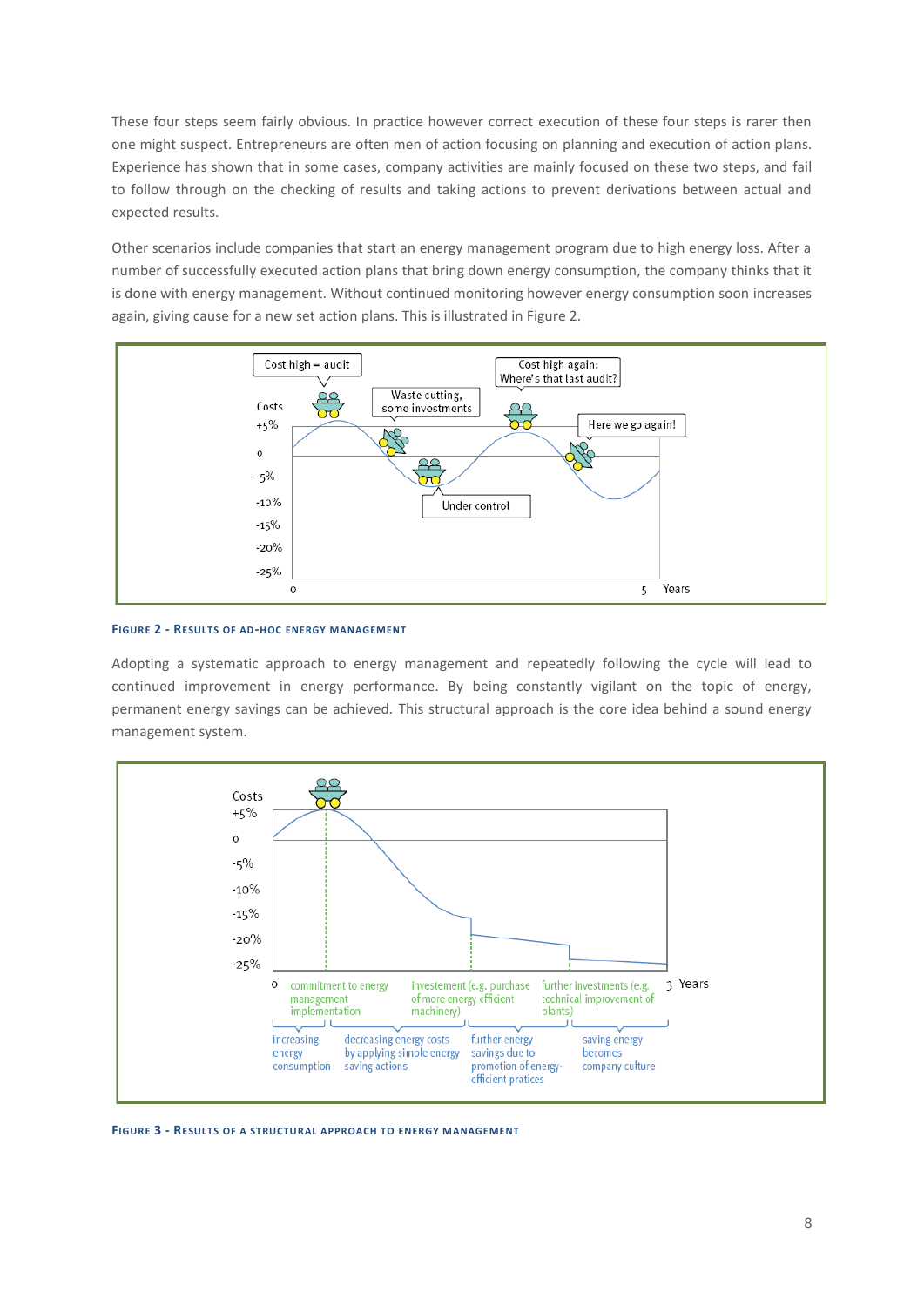These four steps seem fairly obvious. In practice however correct execution of these four steps is rarer then one might suspect. Entrepreneurs are often men of action focusing on planning and execution of action plans. Experience has shown that in some cases, company activities are mainly focused on these two steps, and fail to follow through on the checking of results and taking actions to prevent derivations between actual and expected results.

Other scenarios include companies that start an energy management program due to high energy loss. After a number of successfully executed action plans that bring down energy consumption, the company thinks that it is done with energy management. Without continued monitoring however energy consumption soon increases again, giving cause for a new set action plans. This is illustrated in Figure 2.

**Figure 2 - Results of ad-hoc energy management**

Adopting a systematic approach to energy management and repeatedly following the cycle will lead to continued improvement in energy performance. By being constantly vigilant on the topic of energy, permanent energy savings can be achieved. This structural approach is the core idea behind a sound energy management system.

**Figure 3 - Results of a structural approach to energy management**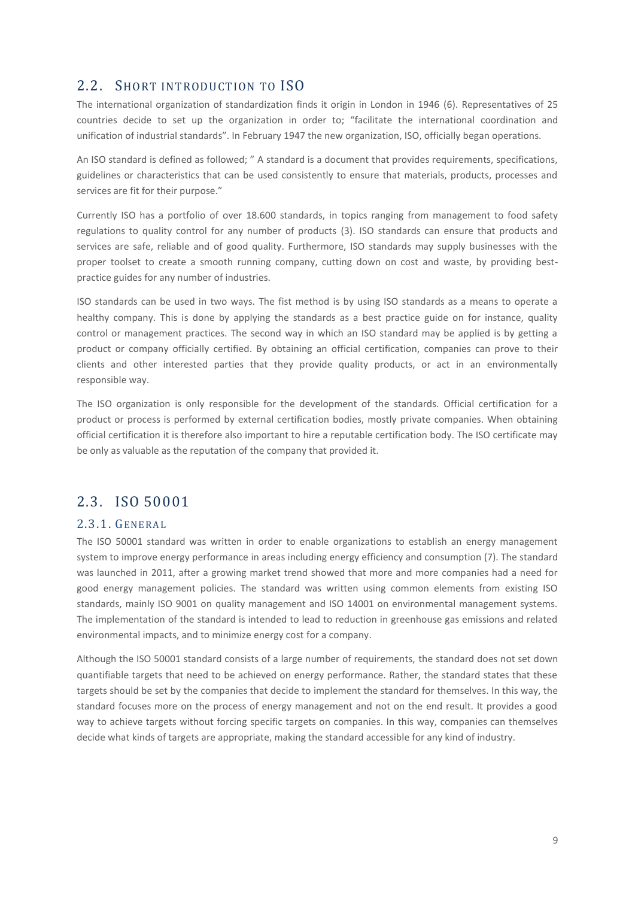## 2.2. Short introduction to ISO

The international organization of standardization finds it origin in London in 1946 (6). Representatives of 25 countries decide to set up the organization in order to; "facilitate the international coordination and unification of industrial standards". In February 1947 the new organization, ISO, officially began operations.

An ISO standard is defined as followed; " A standard is a document that provides requirements, specifications, guidelines or characteristics that can be used consistently to ensure that materials, products, processes and services are fit for their purpose."

Currently ISO has a portfolio of over 18.600 standards, in topics ranging from management to food safety regulations to quality control for any number of products (3). ISO standards can ensure that products and services are safe, reliable and of good quality. Furthermore, ISO standards may supply businesses with the proper toolset to create a smooth running company, cutting down on cost and waste, by providing best-practice guides for any number of industries.

ISO standards can be used in two ways. The fist method is by using ISO standards as a means to operate a healthy company. This is done by applying the standards as a best practice guide on for instance, quality control or management practices. The second way in which an ISO standard may be applied is by getting a product or company officially certified. By obtaining an official certification, companies can prove to their clients and other interested parties that they provide quality products, or act in an environmentally responsible way.

The ISO organization is only responsible for the development of the standards. Official certification for a product or process is performed by external certification bodies, mostly private companies. When obtaining official certification it is therefore also important to hire a reputable certification body. The ISO certificate may be only as valuable as the reputation of the company that provided it.

## 2.3. ISO 50001

### 2.3.1. General

The ISO 50001 standard was written in order to enable organizations to establish an energy management system to improve energy performance in areas including energy efficiency and consumption (7). The standard was launched in 2011, after a growing market trend showed that more and more companies had a need for good energy management policies. The standard was written using common elements from existing ISO standards, mainly ISO 9001 on quality management and ISO 14001 on environmental management systems. The implementation of the standard is intended to lead to reduction in greenhouse gas emissions and related environmental impacts, and to minimize energy cost for a company.

Although the ISO 50001 standard consists of a large number of requirements, the standard does not set down quantifiable targets that need to be achieved on energy performance. Rather, the standard states that these targets should be set by the companies that decide to implement the standard for themselves. In this way, the standard focuses more on the process of energy management and not on the end result. It provides a good way to achieve targets without forcing specific targets on companies. In this way, companies can themselves decide what kinds of targets are appropriate, making the standard accessible for any kind of industry.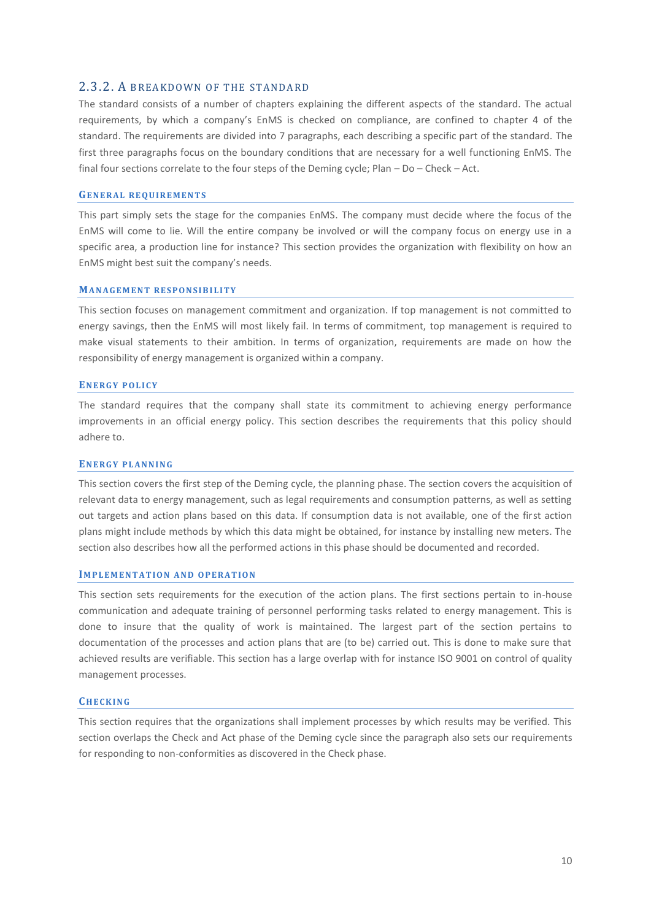### 2.3.2. A breakdown of the standard

The standard consists of a number of chapters explaining the different aspects of the standard. The actual requirements, by which a company's EnMS is checked on compliance, are confined to chapter 4 of the standard. The requirements are divided into 7 paragraphs, each describing a specific part of the standard. The first three paragraphs focus on the boundary conditions that are necessary for a well functioning EnMS. The final four sections correlate to the four steps of the Deming cycle; Plan – Do – Check – Act.

#### General requirements

This part simply sets the stage for the companies EnMS. The company must decide where the focus of the EnMS will come to lie. Will the entire company be involved or will the company focus on energy use in a specific area, a production line for instance? This section provides the organization with flexibility on how an EnMS might best suit the company's needs.

#### Management responsibility

This section focuses on management commitment and organization. If top management is not committed to energy savings, then the EnMS will most likely fail. In terms of commitment, top management is required to make visual statements to their ambition. In terms of organization, requirements are made on how the responsibility of energy management is organized within a company.

#### Energy policy

The standard requires that the company shall state its commitment to achieving energy performance improvements in an official energy policy. This section describes the requirements that this policy should adhere to.

#### Energy planning

This section covers the first step of the Deming cycle, the planning phase. The section covers the acquisition of relevant data to energy management, such as legal requirements and consumption patterns, as well as setting out targets and action plans based on this data. If consumption data is not available, one of the first action plans might include methods by which this data might be obtained, for instance by installing new meters. The section also describes how all the performed actions in this phase should be documented and recorded.

#### Implementation and operation

This section sets requirements for the execution of the action plans. The first sections pertain to in-house communication and adequate training of personnel performing tasks related to energy management. This is done to insure that the quality of work is maintained. The largest part of the section pertains to documentation of the processes and action plans that are (to be) carried out. This is done to make sure that achieved results are verifiable. This section has a large overlap with for instance ISO 9001 on control of quality management processes.

#### Checking

This section requires that the organizations shall implement processes by which results may be verified. This section overlaps the Check and Act phase of the Deming cycle since the paragraph also sets our requirements for responding to non-conformities as discovered in the Check phase.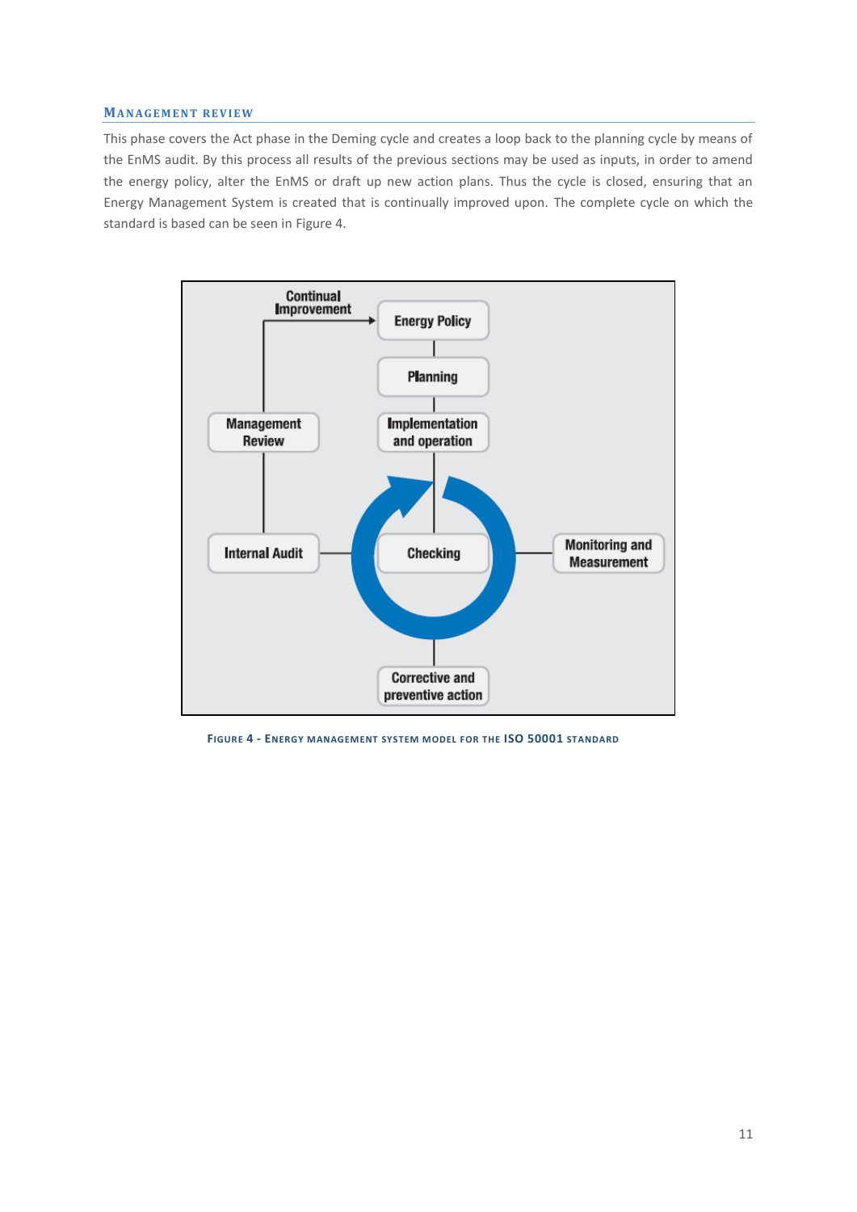### Management review

This phase covers the Act phase in the Deming cycle and creates a loop back to the planning cycle by means of the EnMS audit. By this process all results of the previous sections may be used as inputs, in order to amend the energy policy, alter the EnMS or draft up new action plans. Thus the cycle is closed, ensuring that an Energy Management System is created that is continually improved upon. The complete cycle on which the standard is based can be seen in Figure 4.

Figure 4 - Energy management system model for the ISO 50001 standard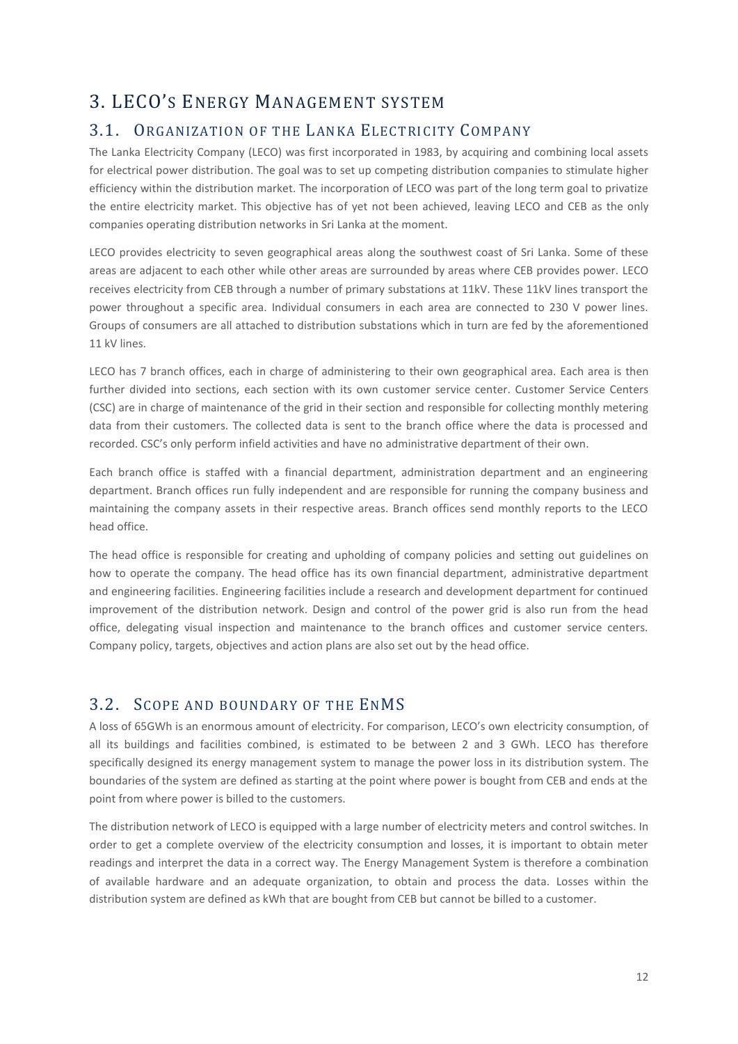# 3. LECO's Energy Management system

## 3.1. Organization of the Lanka Electricity Company

The Lanka Electricity Company (LECO) was first incorporated in 1983, by acquiring and combining local assets for electrical power distribution. The goal was to set up competing distribution companies to stimulate higher efficiency within the distribution market. The incorporation of LECO was part of the long term goal to privatize the entire electricity market. This objective has of yet not been achieved, leaving LECO and CEB as the only companies operating distribution networks in Sri Lanka at the moment.

LECO provides electricity to seven geographical areas along the southwest coast of Sri Lanka. Some of these areas are adjacent to each other while other areas are surrounded by areas where CEB provides power. LECO receives electricity from CEB through a number of primary substations at 11kV. These 11kV lines transport the power throughout a specific area. Individual consumers in each area are connected to 230 V power lines. Groups of consumers are all attached to distribution substations which in turn are fed by the aforementioned 11 kV lines.

LECO has 7 branch offices, each in charge of administering to their own geographical area. Each area is then further divided into sections, each section with its own customer service center. Customer Service Centers (CSC) are in charge of maintenance of the grid in their section and responsible for collecting monthly metering data from their customers. The collected data is sent to the branch office where the data is processed and recorded. CSC's only perform infield activities and have no administrative department of their own.

Each branch office is staffed with a financial department, administration department and an engineering department. Branch offices run fully independent and are responsible for running the company business and maintaining the company assets in their respective areas. Branch offices send monthly reports to the LECO head office.

The head office is responsible for creating and upholding of company policies and setting out guidelines on how to operate the company. The head office has its own financial department, administrative department and engineering facilities. Engineering facilities include a research and development department for continued improvement of the distribution network. Design and control of the power grid is also run from the head office, delegating visual inspection and maintenance to the branch offices and customer service centers. Company policy, targets, objectives and action plans are also set out by the head office.

## 3.2. Scope and boundary of the EnMS

A loss of 65GWh is an enormous amount of electricity. For comparison, LECO's own electricity consumption, of all its buildings and facilities combined, is estimated to be between 2 and 3 GWh. LECO has therefore specifically designed its energy management system to manage the power loss in its distribution system. The boundaries of the system are defined as starting at the point where power is bought from CEB and ends at the point from where power is billed to the customers.

The distribution network of LECO is equipped with a large number of electricity meters and control switches. In order to get a complete overview of the electricity consumption and losses, it is important to obtain meter readings and interpret the data in a correct way. The Energy Management System is therefore a combination of available hardware and an adequate organization, to obtain and process the data. Losses within the distribution system are defined as kWh that are bought from CEB but cannot be billed to a customer.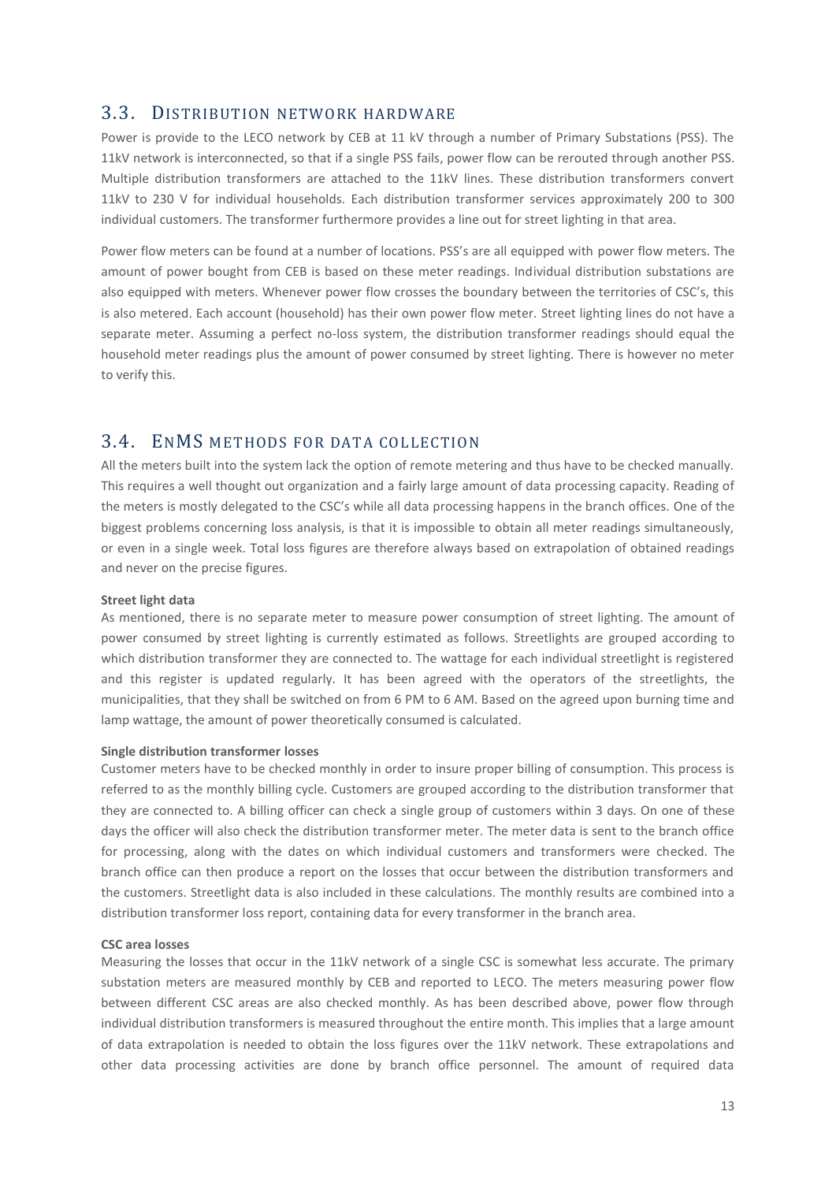## 3.3. Distribution network hardware

Power is provide to the LECO network by CEB at 11 kV through a number of Primary Substations (PSS). The 11kV network is interconnected, so that if a single PSS fails, power flow can be rerouted through another PSS. Multiple distribution transformers are attached to the 11kV lines. These distribution transformers convert 11kV to 230 V for individual households. Each distribution transformer services approximately 200 to 300 individual customers. The transformer furthermore provides a line out for street lighting in that area.

Power flow meters can be found at a number of locations. PSS's are all equipped with power flow meters. The amount of power bought from CEB is based on these meter readings. Individual distribution substations are also equipped with meters. Whenever power flow crosses the boundary between the territories of CSC's, this is also metered. Each account (household) has their own power flow meter. Street lighting lines do not have a separate meter. Assuming a perfect no-loss system, the distribution transformer readings should equal the household meter readings plus the amount of power consumed by street lighting. There is however no meter to verify this.

## 3.4. EnMS methods for data collection

All the meters built into the system lack the option of remote metering and thus have to be checked manually. This requires a well thought out organization and a fairly large amount of data processing capacity. Reading of the meters is mostly delegated to the CSC's while all data processing happens in the branch offices. One of the biggest problems concerning loss analysis, is that it is impossible to obtain all meter readings simultaneously, or even in a single week. Total loss figures are therefore always based on extrapolation of obtained readings and never on the precise figures.

**Street light data**

As mentioned, there is no separate meter to measure power consumption of street lighting. The amount of power consumed by street lighting is currently estimated as follows. Streetlights are grouped according to which distribution transformer they are connected to. The wattage for each individual streetlight is registered and this register is updated regularly. It has been agreed with the operators of the streetlights, the municipalities, that they shall be switched on from 6 PM to 6 AM. Based on the agreed upon burning time and lamp wattage, the amount of power theoretically consumed is calculated.

**Single distribution transformer losses**

Customer meters have to be checked monthly in order to insure proper billing of consumption. This process is referred to as the monthly billing cycle. Customers are grouped according to the distribution transformer that they are connected to. A billing officer can check a single group of customers within 3 days. On one of these days the officer will also check the distribution transformer meter. The meter data is sent to the branch office for processing, along with the dates on which individual customers and transformers were checked. The branch office can then produce a report on the losses that occur between the distribution transformers and the customers. Streetlight data is also included in these calculations. The monthly results are combined into a distribution transformer loss report, containing data for every transformer in the branch area.

**CSC area losses**

Measuring the losses that occur in the 11kV network of a single CSC is somewhat less accurate. The primary substation meters are measured monthly by CEB and reported to LECO. The meters measuring power flow between different CSC areas are also checked monthly. As has been described above, power flow through individual distribution transformers is measured throughout the entire month. This implies that a large amount of data extrapolation is needed to obtain the loss figures over the 11kV network. These extrapolations and other data processing activities are done by branch office personnel. The amount of required data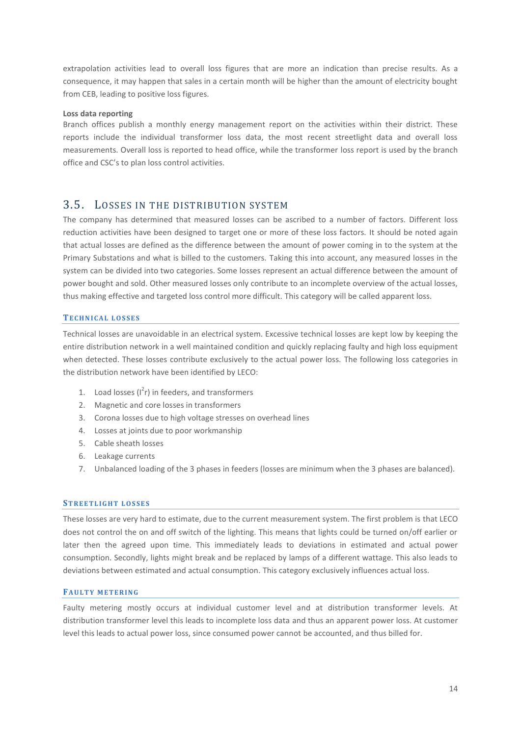extrapolation activities lead to overall loss figures that are more an indication than precise results. As a consequence, it may happen that sales in a certain month will be higher than the amount of electricity bought from CEB, leading to positive loss figures.

**Loss data reporting**

Branch offices publish a monthly energy management report on the activities within their district. These reports include the individual transformer loss data, the most recent streetlight data and overall loss measurements. Overall loss is reported to head office, while the transformer loss report is used by the branch office and CSC's to plan loss control activities.

## 3.5. Losses in the distribution system

The company has determined that measured losses can be ascribed to a number of factors. Different loss reduction activities have been designed to target one or more of these loss factors. It should be noted again that actual losses are defined as the difference between the amount of power coming in to the system at the Primary Substations and what is billed to the customers. Taking this into account, any measured losses in the system can be divided into two categories. Some losses represent an actual difference between the amount of power bought and sold. Other measured losses only contribute to an incomplete overview of the actual losses, thus making effective and targeted loss control more difficult. This category will be called apparent loss.

### Technical losses

Technical losses are unavoidable in an electrical system. Excessive technical losses are kept low by keeping the entire distribution network in a well maintained condition and quickly replacing faulty and high loss equipment when detected. These losses contribute exclusively to the actual power loss. The following loss categories in the distribution network have been identified by LECO:

1. Load losses ($I^2r$) in feeders, and transformers
2. Magnetic and core losses in transformers
3. Corona losses due to high voltage stresses on overhead lines
4. Losses at joints due to poor workmanship
5. Cable sheath losses
6. Leakage currents
7. Unbalanced loading of the 3 phases in feeders (losses are minimum when the 3 phases are balanced).

### Streetlight losses

These losses are very hard to estimate, due to the current measurement system. The first problem is that LECO does not control the on and off switch of the lighting. This means that lights could be turned on/off earlier or later then the agreed upon time. This immediately leads to deviations in estimated and actual power consumption. Secondly, lights might break and be replaced by lamps of a different wattage. This also leads to deviations between estimated and actual consumption. This category exclusively influences actual loss.

### Faulty metering

Faulty metering mostly occurs at individual customer level and at distribution transformer levels. At distribution transformer level this leads to incomplete loss data and thus an apparent power loss. At customer level this leads to actual power loss, since consumed power cannot be accounted, and thus billed for.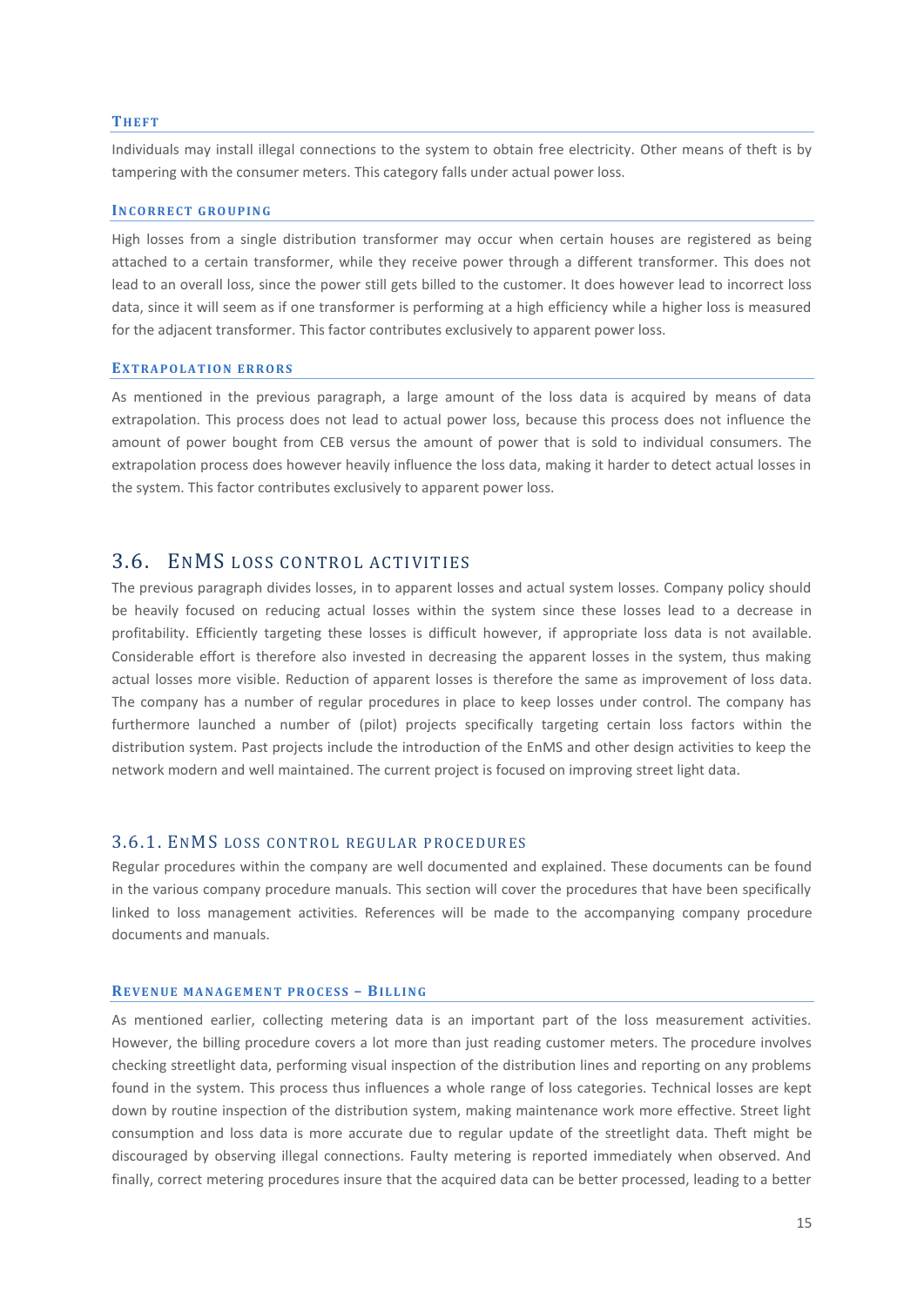#### Theft

Individuals may install illegal connections to the system to obtain free electricity. Other means of theft is by tampering with the consumer meters. This category falls under actual power loss.

#### Incorrect grouping

High losses from a single distribution transformer may occur when certain houses are registered as being attached to a certain transformer, while they receive power through a different transformer. This does not lead to an overall loss, since the power still gets billed to the customer. It does however lead to incorrect loss data, since it will seem as if one transformer is performing at a high efficiency while a higher loss is measured for the adjacent transformer. This factor contributes exclusively to apparent power loss.

#### Extrapolation errors

As mentioned in the previous paragraph, a large amount of the loss data is acquired by means of data extrapolation. This process does not lead to actual power loss, because this process does not influence the amount of power bought from CEB versus the amount of power that is sold to individual consumers. The extrapolation process does however heavily influence the loss data, making it harder to detect actual losses in the system. This factor contributes exclusively to apparent power loss.

## 3.6. EnMS loss control activities

The previous paragraph divides losses, in to apparent losses and actual system losses. Company policy should be heavily focused on reducing actual losses within the system since these losses lead to a decrease in profitability. Efficiently targeting these losses is difficult however, if appropriate loss data is not available. Considerable effort is therefore also invested in decreasing the apparent losses in the system, thus making actual losses more visible. Reduction of apparent losses is therefore the same as improvement of loss data. The company has a number of regular procedures in place to keep losses under control. The company has furthermore launched a number of (pilot) projects specifically targeting certain loss factors within the distribution system. Past projects include the introduction of the EnMS and other design activities to keep the network modern and well maintained. The current project is focused on improving street light data.

### 3.6.1. EnMS loss control regular procedures

Regular procedures within the company are well documented and explained. These documents can be found in the various company procedure manuals. This section will cover the procedures that have been specifically linked to loss management activities. References will be made to the accompanying company procedure documents and manuals.

#### Revenue management process – Billing

As mentioned earlier, collecting metering data is an important part of the loss measurement activities. However, the billing procedure covers a lot more than just reading customer meters. The procedure involves checking streetlight data, performing visual inspection of the distribution lines and reporting on any problems found in the system. This process thus influences a whole range of loss categories. Technical losses are kept down by routine inspection of the distribution system, making maintenance work more effective. Street light consumption and loss data is more accurate due to regular update of the streetlight data. Theft might be discouraged by observing illegal connections. Faulty metering is reported immediately when observed. And finally, correct metering procedures insure that the acquired data can be better processed, leading to a better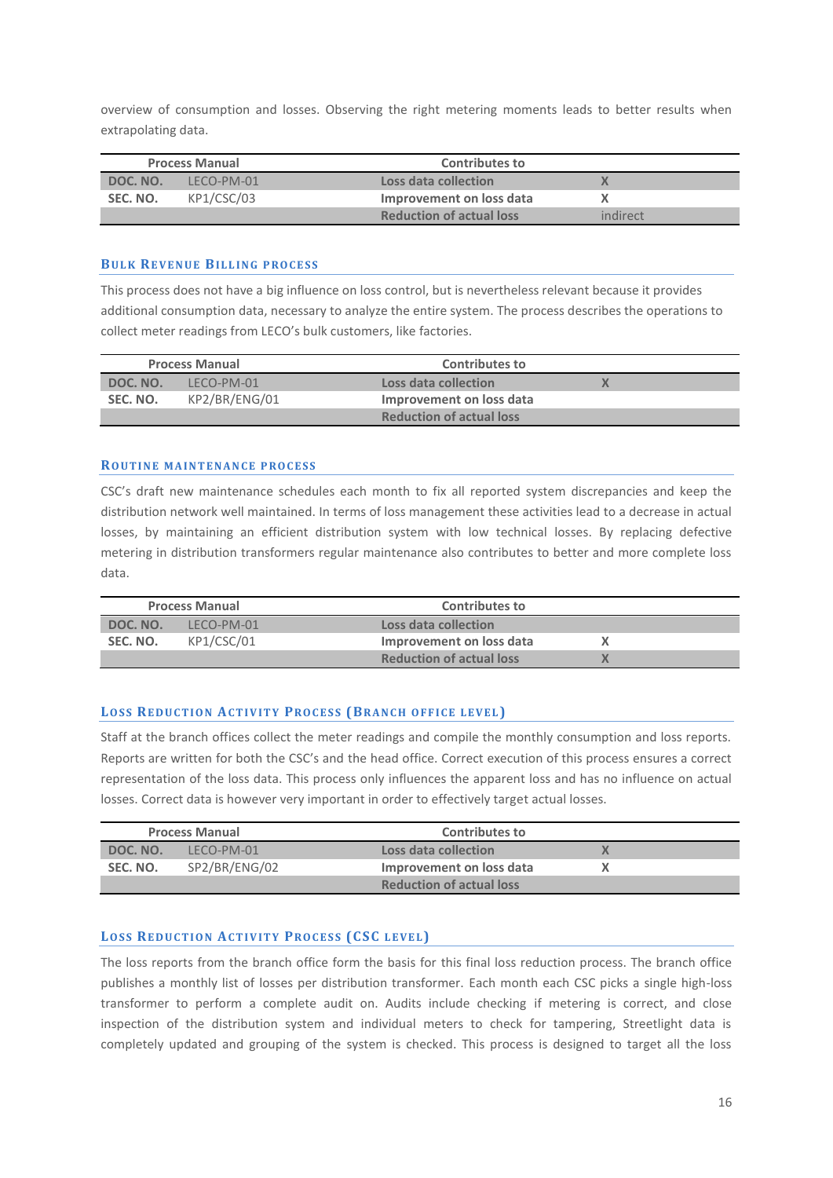overview of consumption and losses. Observing the right metering moments leads to better results when extrapolating data.

| Process Manual | | Contributes to | |
|---|---|---|---|
| DOC. NO. | LECO-PM-01 | Loss data collection | X |
| SEC. NO. | KP1/CSC/03 | Improvement on loss data | X |
| | | Reduction of actual loss | indirect |

### Bulk Revenue Billing process

This process does not have a big influence on loss control, but is nevertheless relevant because it provides additional consumption data, necessary to analyze the entire system. The process describes the operations to collect meter readings from LECO's bulk customers, like factories.

| Process Manual | | Contributes to | |
|---|---|---|---|
| DOC. NO. | LECO-PM-01 | Loss data collection | X |
| SEC. NO. | KP2/BR/ENG/01 | Improvement on loss data | |
| | | Reduction of actual loss | |

### Routine maintenance process

CSC's draft new maintenance schedules each month to fix all reported system discrepancies and keep the distribution network well maintained. In terms of loss management these activities lead to a decrease in actual losses, by maintaining an efficient distribution system with low technical losses. By replacing defective metering in distribution transformers regular maintenance also contributes to better and more complete loss data.

| Process Manual | | Contributes to | |
|---|---|---|---|
| DOC. NO. | LECO-PM-01 | Loss data collection | |
| SEC. NO. | KP1/CSC/01 | Improvement on loss data | X |
| | | Reduction of actual loss | X |

### Loss Reduction Activity Process (Branch office level)

Staff at the branch offices collect the meter readings and compile the monthly consumption and loss reports. Reports are written for both the CSC's and the head office. Correct execution of this process ensures a correct representation of the loss data. This process only influences the apparent loss and has no influence on actual losses. Correct data is however very important in order to effectively target actual losses.

| Process Manual | | Contributes to | |
|---|---|---|---|
| DOC. NO. | LECO-PM-01 | Loss data collection | X |
| SEC. NO. | SP2/BR/ENG/02 | Improvement on loss data | X |
| | | Reduction of actual loss | |

### Loss Reduction Activity Process (CSC level)

The loss reports from the branch office form the basis for this final loss reduction process. The branch office publishes a monthly list of losses per distribution transformer. Each month each CSC picks a single high-loss transformer to perform a complete audit on. Audits include checking if metering is correct, and close inspection of the distribution system and individual meters to check for tampering, Streetlight data is completely updated and grouping of the system is checked. This process is designed to target all the loss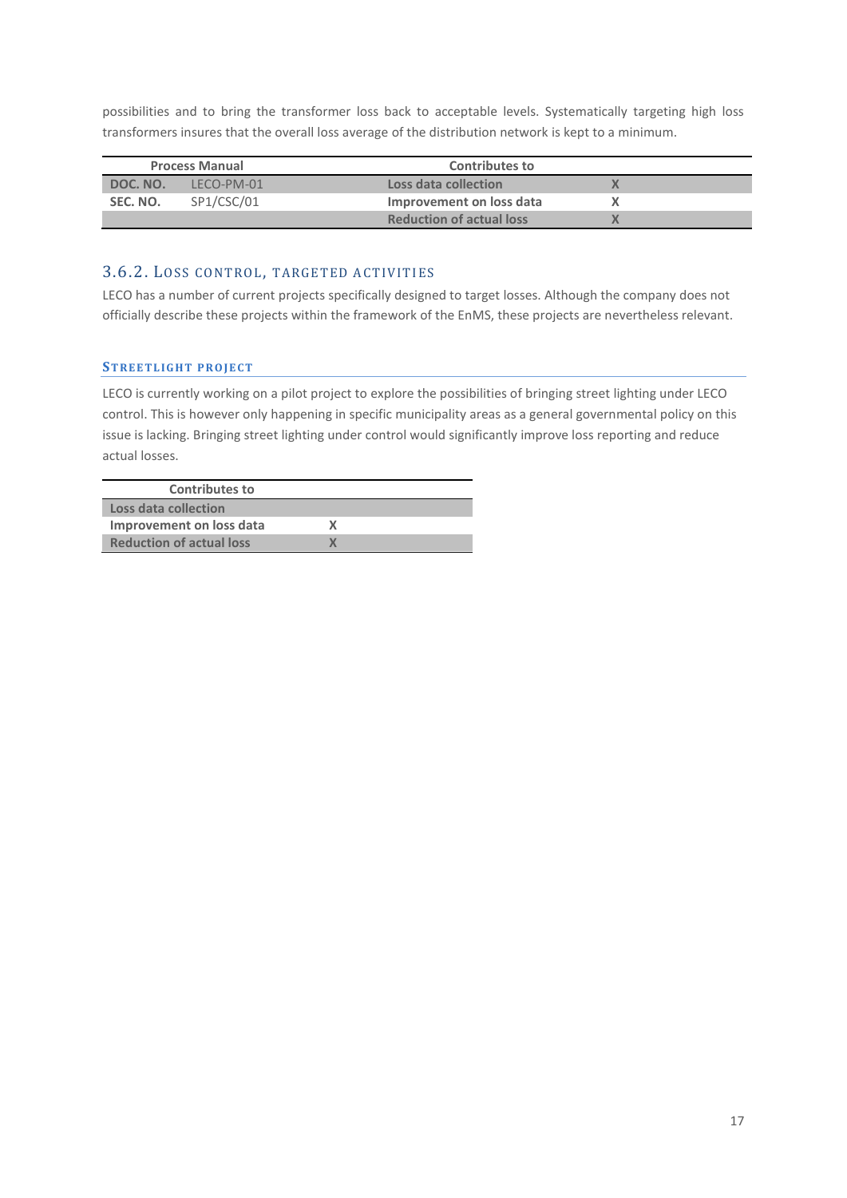possibilities and to bring the transformer loss back to acceptable levels. Systematically targeting high loss transformers insures that the overall loss average of the distribution network is kept to a minimum.

| Process Manual | | Contributes to | |
|---|---|---|---|
| **DOC. NO.** | LECO-PM-01 | **Loss data collection** | **X** |
| **SEC. NO.** | SP1/CSC/01 | **Improvement on loss data** | **X** |
| | | **Reduction of actual loss** | **X** |

### 3.6.2. Loss control, targeted activities

LECO has a number of current projects specifically designed to target losses. Although the company does not officially describe these projects within the framework of the EnMS, these projects are nevertheless relevant.

#### Streetlight project

LECO is currently working on a pilot project to explore the possibilities of bringing street lighting under LECO control. This is however only happening in specific municipality areas as a general governmental policy on this issue is lacking. Bringing street lighting under control would significantly improve loss reporting and reduce actual losses.

| Contributes to | |
|---|---|
| **Loss data collection** | |
| **Improvement on loss data** | **X** |
| **Reduction of actual loss** | **X** |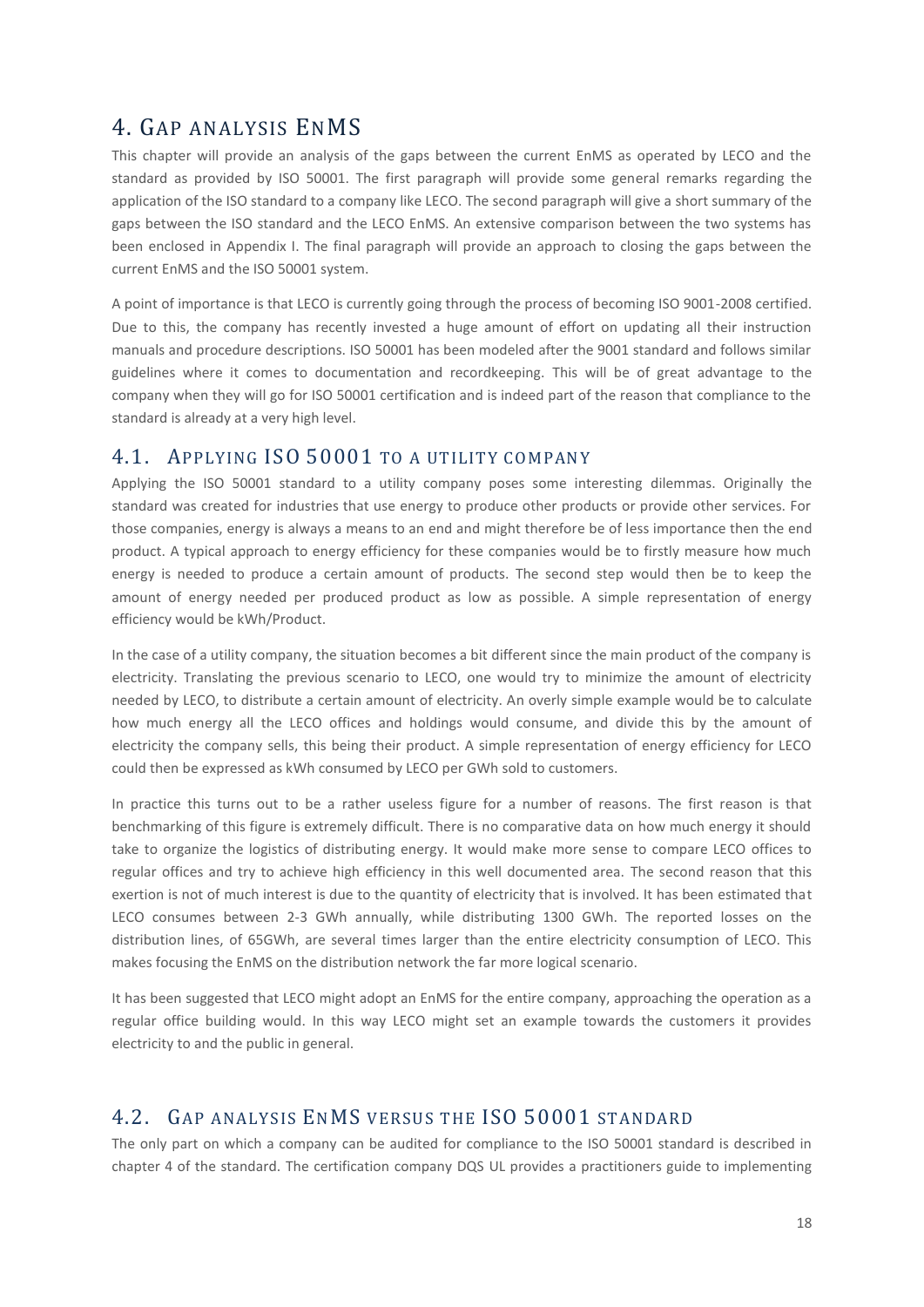# 4. Gap analysis EnMS

This chapter will provide an analysis of the gaps between the current EnMS as operated by LECO and the standard as provided by ISO 50001. The first paragraph will provide some general remarks regarding the application of the ISO standard to a company like LECO. The second paragraph will give a short summary of the gaps between the ISO standard and the LECO EnMS. An extensive comparison between the two systems has been enclosed in Appendix I. The final paragraph will provide an approach to closing the gaps between the current EnMS and the ISO 50001 system.

A point of importance is that LECO is currently going through the process of becoming ISO 9001-2008 certified. Due to this, the company has recently invested a huge amount of effort on updating all their instruction manuals and procedure descriptions. ISO 50001 has been modeled after the 9001 standard and follows similar guidelines where it comes to documentation and recordkeeping. This will be of great advantage to the company when they will go for ISO 50001 certification and is indeed part of the reason that compliance to the standard is already at a very high level.

## 4.1. Applying ISO 50001 to a utility company

Applying the ISO 50001 standard to a utility company poses some interesting dilemmas. Originally the standard was created for industries that use energy to produce other products or provide other services. For those companies, energy is always a means to an end and might therefore be of less importance then the end product. A typical approach to energy efficiency for these companies would be to firstly measure how much energy is needed to produce a certain amount of products. The second step would then be to keep the amount of energy needed per produced product as low as possible. A simple representation of energy efficiency would be kWh/Product.

In the case of a utility company, the situation becomes a bit different since the main product of the company is electricity. Translating the previous scenario to LECO, one would try to minimize the amount of electricity needed by LECO, to distribute a certain amount of electricity. An overly simple example would be to calculate how much energy all the LECO offices and holdings would consume, and divide this by the amount of electricity the company sells, this being their product. A simple representation of energy efficiency for LECO could then be expressed as kWh consumed by LECO per GWh sold to customers.

In practice this turns out to be a rather useless figure for a number of reasons. The first reason is that benchmarking of this figure is extremely difficult. There is no comparative data on how much energy it should take to organize the logistics of distributing energy. It would make more sense to compare LECO offices to regular offices and try to achieve high efficiency in this well documented area. The second reason that this exertion is not of much interest is due to the quantity of electricity that is involved. It has been estimated that LECO consumes between 2-3 GWh annually, while distributing 1300 GWh. The reported losses on the distribution lines, of 65GWh, are several times larger than the entire electricity consumption of LECO. This makes focusing the EnMS on the distribution network the far more logical scenario.

It has been suggested that LECO might adopt an EnMS for the entire company, approaching the operation as a regular office building would. In this way LECO might set an example towards the customers it provides electricity to and the public in general.

## 4.2. Gap analysis EnMS versus the ISO 50001 standard

The only part on which a company can be audited for compliance to the ISO 50001 standard is described in chapter 4 of the standard. The certification company DQS UL provides a practitioners guide to implementing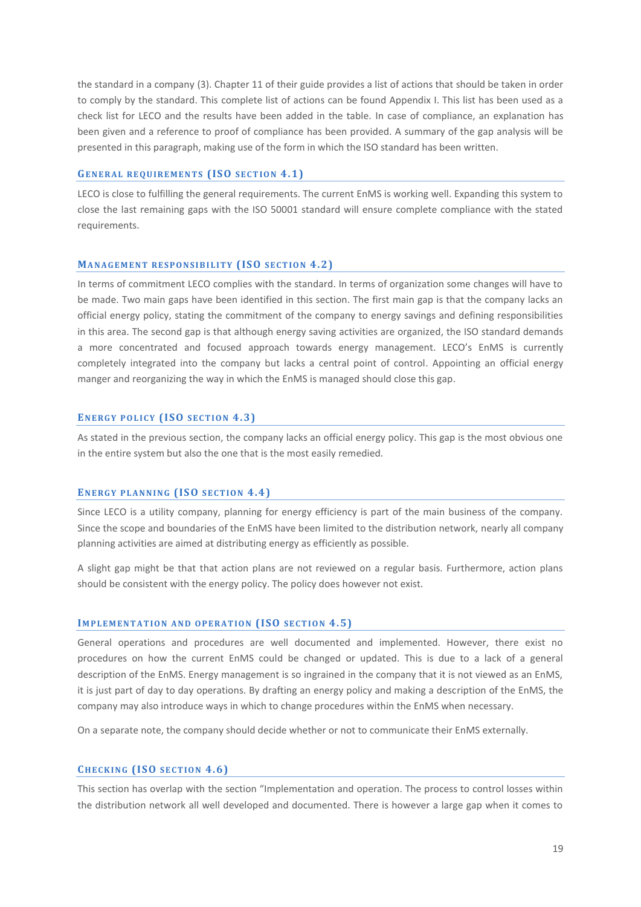the standard in a company (3). Chapter 11 of their guide provides a list of actions that should be taken in order to comply by the standard. This complete list of actions can be found Appendix I. This list has been used as a check list for LECO and the results have been added in the table. In case of compliance, an explanation has been given and a reference to proof of compliance has been provided. A summary of the gap analysis will be presented in this paragraph, making use of the form in which the ISO standard has been written.

### General requirements (ISO section 4.1)

LECO is close to fulfilling the general requirements. The current EnMS is working well. Expanding this system to close the last remaining gaps with the ISO 50001 standard will ensure complete compliance with the stated requirements.

### Management responsibility (ISO section 4.2)

In terms of commitment LECO complies with the standard. In terms of organization some changes will have to be made. Two main gaps have been identified in this section. The first main gap is that the company lacks an official energy policy, stating the commitment of the company to energy savings and defining responsibilities in this area. The second gap is that although energy saving activities are organized, the ISO standard demands a more concentrated and focused approach towards energy management. LECO's EnMS is currently completely integrated into the company but lacks a central point of control. Appointing an official energy manger and reorganizing the way in which the EnMS is managed should close this gap.

### Energy policy (ISO section 4.3)

As stated in the previous section, the company lacks an official energy policy. This gap is the most obvious one in the entire system but also the one that is the most easily remedied.

### Energy planning (ISO section 4.4)

Since LECO is a utility company, planning for energy efficiency is part of the main business of the company. Since the scope and boundaries of the EnMS have been limited to the distribution network, nearly all company planning activities are aimed at distributing energy as efficiently as possible.

A slight gap might be that that action plans are not reviewed on a regular basis. Furthermore, action plans should be consistent with the energy policy. The policy does however not exist.

### Implementation and operation (ISO section 4.5)

General operations and procedures are well documented and implemented. However, there exist no procedures on how the current EnMS could be changed or updated. This is due to a lack of a general description of the EnMS. Energy management is so ingrained in the company that it is not viewed as an EnMS, it is just part of day to day operations. By drafting an energy policy and making a description of the EnMS, the company may also introduce ways in which to change procedures within the EnMS when necessary.

On a separate note, the company should decide whether or not to communicate their EnMS externally.

### Checking (ISO section 4.6)

This section has overlap with the section "Implementation and operation. The process to control losses within the distribution network all well developed and documented. There is however a large gap when it comes to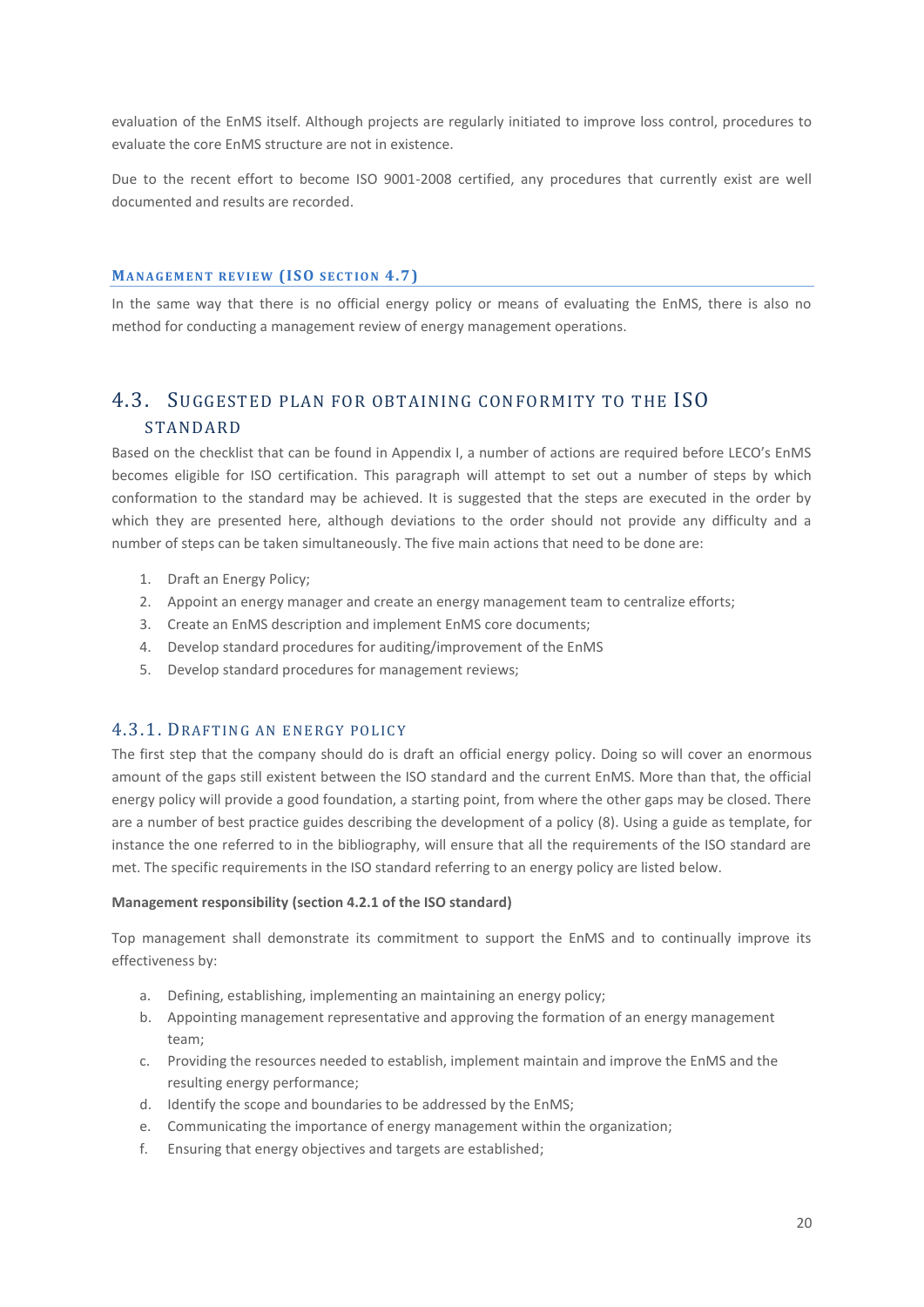evaluation of the EnMS itself. Although projects are regularly initiated to improve loss control, procedures to evaluate the core EnMS structure are not in existence.

Due to the recent effort to become ISO 9001-2008 certified, any procedures that currently exist are well documented and results are recorded.

#### Management review (ISO section 4.7)

In the same way that there is no official energy policy or means of evaluating the EnMS, there is also no method for conducting a management review of energy management operations.

## 4.3. Suggested plan for obtaining conformity to the ISO standard

Based on the checklist that can be found in Appendix I, a number of actions are required before LECO's EnMS becomes eligible for ISO certification. This paragraph will attempt to set out a number of steps by which conformation to the standard may be achieved. It is suggested that the steps are executed in the order by which they are presented here, although deviations to the order should not provide any difficulty and a number of steps can be taken simultaneously. The five main actions that need to be done are:

1. Draft an Energy Policy;
2. Appoint an energy manager and create an energy management team to centralize efforts;
3. Create an EnMS description and implement EnMS core documents;
4. Develop standard procedures for auditing/improvement of the EnMS
5. Develop standard procedures for management reviews;

### 4.3.1. Drafting an energy policy

The first step that the company should do is draft an official energy policy. Doing so will cover an enormous amount of the gaps still existent between the ISO standard and the current EnMS. More than that, the official energy policy will provide a good foundation, a starting point, from where the other gaps may be closed. There are a number of best practice guides describing the development of a policy (8). Using a guide as template, for instance the one referred to in the bibliography, will ensure that all the requirements of the ISO standard are met. The specific requirements in the ISO standard referring to an energy policy are listed below.

**Management responsibility (section 4.2.1 of the ISO standard)**

Top management shall demonstrate its commitment to support the EnMS and to continually improve its effectiveness by:

a. Defining, establishing, implementing an maintaining an energy policy;
b. Appointing management representative and approving the formation of an energy management team;
c. Providing the resources needed to establish, implement maintain and improve the EnMS and the resulting energy performance;
d. Identify the scope and boundaries to be addressed by the EnMS;
e. Communicating the importance of energy management within the organization;
f. Ensuring that energy objectives and targets are established;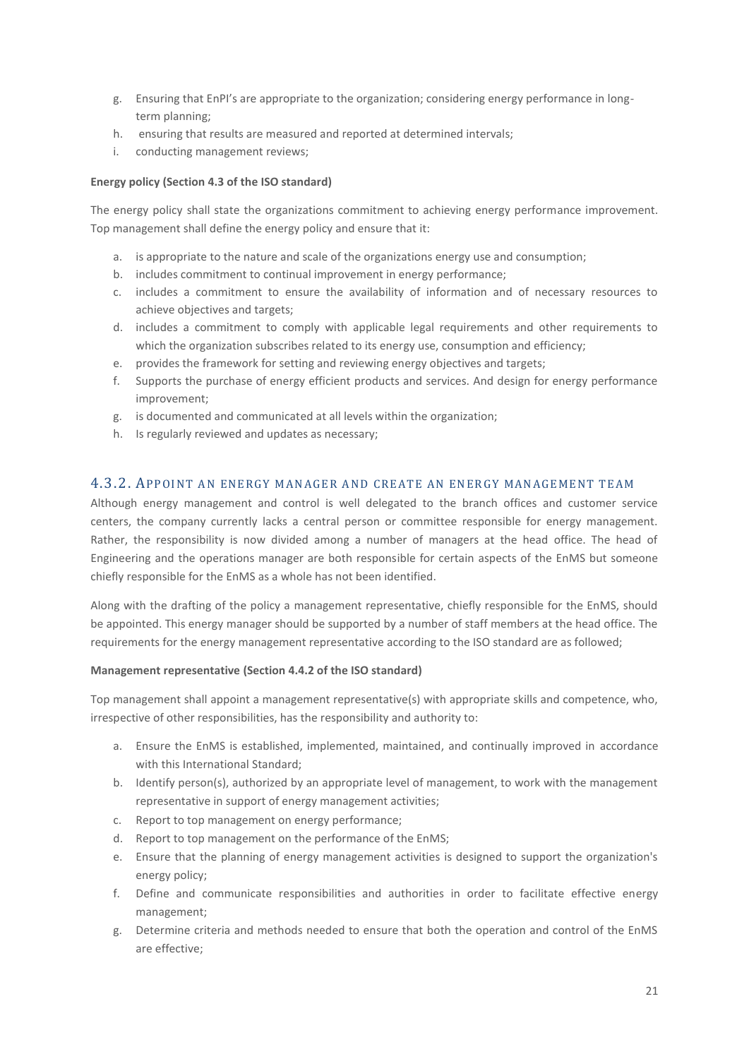g. Ensuring that EnPI's are appropriate to the organization; considering energy performance in long-term planning;
h. ensuring that results are measured and reported at determined intervals;
i. conducting management reviews;

**Energy policy (Section 4.3 of the ISO standard)**

The energy policy shall state the organizations commitment to achieving energy performance improvement. Top management shall define the energy policy and ensure that it:

a. is appropriate to the nature and scale of the organizations energy use and consumption;
b. includes commitment to continual improvement in energy performance;
c. includes a commitment to ensure the availability of information and of necessary resources to achieve objectives and targets;
d. includes a commitment to comply with applicable legal requirements and other requirements to which the organization subscribes related to its energy use, consumption and efficiency;
e. provides the framework for setting and reviewing energy objectives and targets;
f. Supports the purchase of energy efficient products and services. And design for energy performance improvement;
g. is documented and communicated at all levels within the organization;
h. Is regularly reviewed and updates as necessary;

### 4.3.2. Appoint an energy manager and create an energy management team

Although energy management and control is well delegated to the branch offices and customer service centers, the company currently lacks a central person or committee responsible for energy management. Rather, the responsibility is now divided among a number of managers at the head office. The head of Engineering and the operations manager are both responsible for certain aspects of the EnMS but someone chiefly responsible for the EnMS as a whole has not been identified.

Along with the drafting of the policy a management representative, chiefly responsible for the EnMS, should be appointed. This energy manager should be supported by a number of staff members at the head office. The requirements for the energy management representative according to the ISO standard are as followed;

**Management representative (Section 4.4.2 of the ISO standard)**

Top management shall appoint a management representative(s) with appropriate skills and competence, who, irrespective of other responsibilities, has the responsibility and authority to:

a. Ensure the EnMS is established, implemented, maintained, and continually improved in accordance with this International Standard;
b. Identify person(s), authorized by an appropriate level of management, to work with the management representative in support of energy management activities;
c. Report to top management on energy performance;
d. Report to top management on the performance of the EnMS;
e. Ensure that the planning of energy management activities is designed to support the organization's energy policy;
f. Define and communicate responsibilities and authorities in order to facilitate effective energy management;
g. Determine criteria and methods needed to ensure that both the operation and control of the EnMS are effective;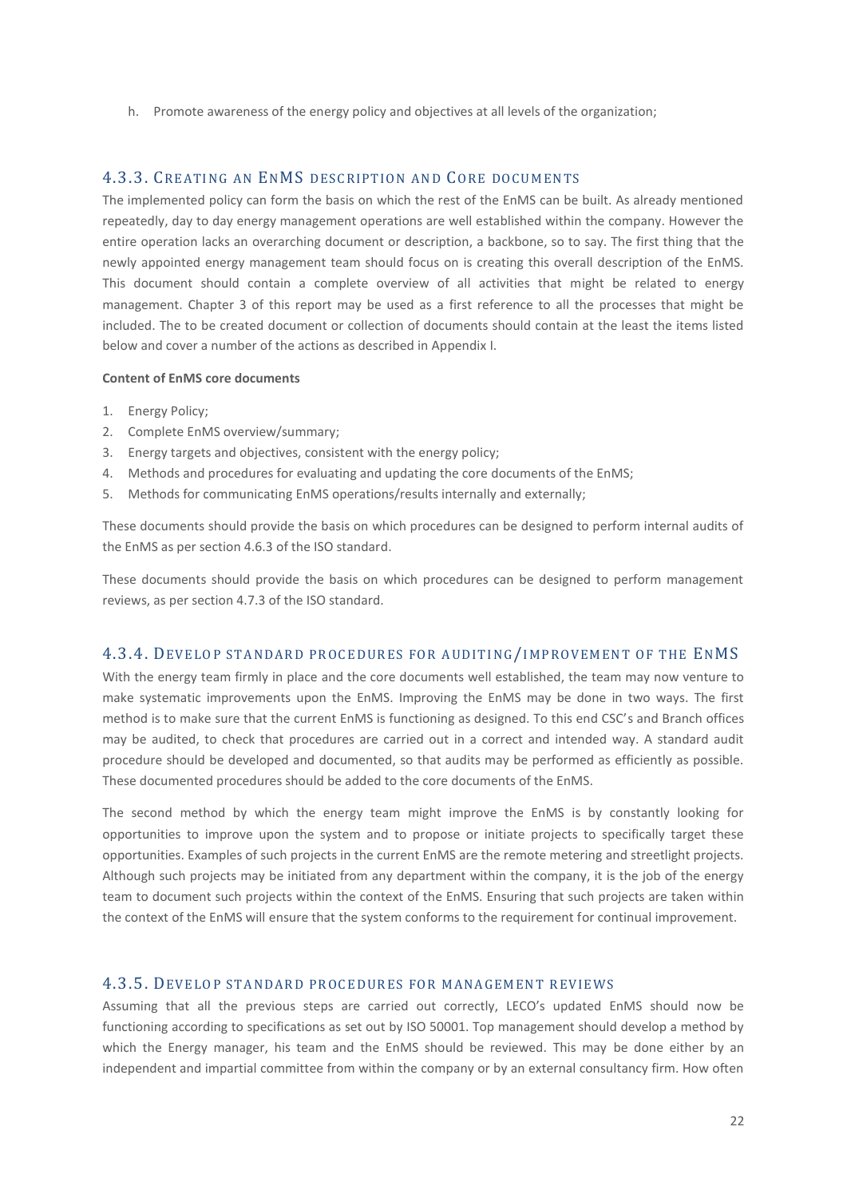h. Promote awareness of the energy policy and objectives at all levels of the organization;

### 4.3.3. Creating an EnMS description and Core documents

The implemented policy can form the basis on which the rest of the EnMS can be built. As already mentioned repeatedly, day to day energy management operations are well established within the company. However the entire operation lacks an overarching document or description, a backbone, so to say. The first thing that the newly appointed energy management team should focus on is creating this overall description of the EnMS. This document should contain a complete overview of all activities that might be related to energy management. Chapter 3 of this report may be used as a first reference to all the processes that might be included. The to be created document or collection of documents should contain at the least the items listed below and cover a number of the actions as described in Appendix I.

**Content of EnMS core documents**

1. Energy Policy;
2. Complete EnMS overview/summary;
3. Energy targets and objectives, consistent with the energy policy;
4. Methods and procedures for evaluating and updating the core documents of the EnMS;
5. Methods for communicating EnMS operations/results internally and externally;

These documents should provide the basis on which procedures can be designed to perform internal audits of the EnMS as per section 4.6.3 of the ISO standard.

These documents should provide the basis on which procedures can be designed to perform management reviews, as per section 4.7.3 of the ISO standard.

### 4.3.4. Develop standard procedures for auditing/improvement of the EnMS

With the energy team firmly in place and the core documents well established, the team may now venture to make systematic improvements upon the EnMS. Improving the EnMS may be done in two ways. The first method is to make sure that the current EnMS is functioning as designed. To this end CSC's and Branch offices may be audited, to check that procedures are carried out in a correct and intended way. A standard audit procedure should be developed and documented, so that audits may be performed as efficiently as possible. These documented procedures should be added to the core documents of the EnMS.

The second method by which the energy team might improve the EnMS is by constantly looking for opportunities to improve upon the system and to propose or initiate projects to specifically target these opportunities. Examples of such projects in the current EnMS are the remote metering and streetlight projects. Although such projects may be initiated from any department within the company, it is the job of the energy team to document such projects within the context of the EnMS. Ensuring that such projects are taken within the context of the EnMS will ensure that the system conforms to the requirement for continual improvement.

### 4.3.5. Develop standard procedures for management reviews

Assuming that all the previous steps are carried out correctly, LECO's updated EnMS should now be functioning according to specifications as set out by ISO 50001. Top management should develop a method by which the Energy manager, his team and the EnMS should be reviewed. This may be done either by an independent and impartial committee from within the company or by an external consultancy firm. How often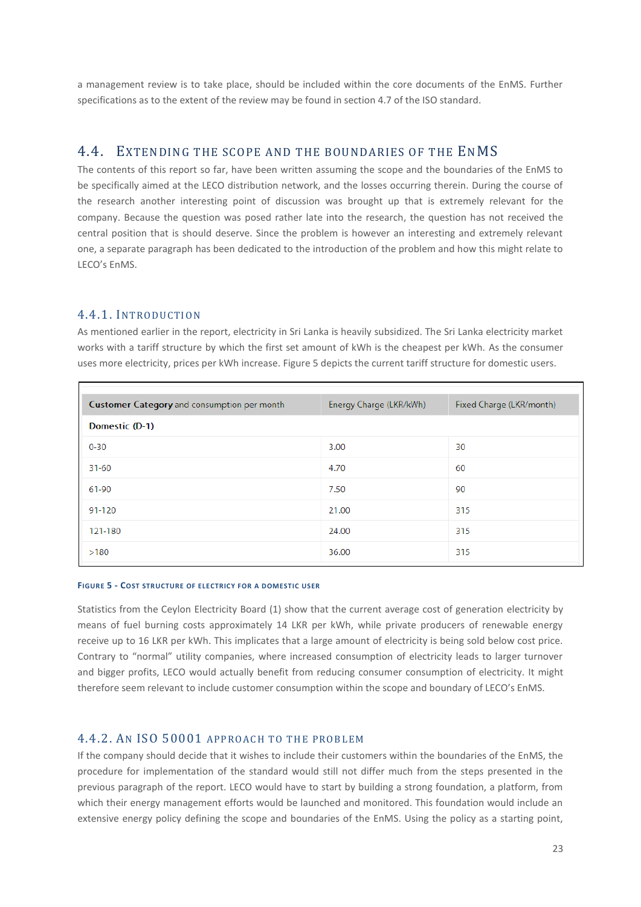a management review is to take place, should be included within the core documents of the EnMS. Further specifications as to the extent of the review may be found in section 4.7 of the ISO standard.

## 4.4. Extending the scope and the boundaries of the EnMS

The contents of this report so far, have been written assuming the scope and the boundaries of the EnMS to be specifically aimed at the LECO distribution network, and the losses occurring therein. During the course of the research another interesting point of discussion was brought up that is extremely relevant for the company. Because the question was posed rather late into the research, the question has not received the central position that is should deserve. Since the problem is however an interesting and extremely relevant one, a separate paragraph has been dedicated to the introduction of the problem and how this might relate to LECO's EnMS.

### 4.4.1. Introduction

As mentioned earlier in the report, electricity in Sri Lanka is heavily subsidized. The Sri Lanka electricity market works with a tariff structure by which the first set amount of kWh is the cheapest per kWh. As the consumer uses more electricity, prices per kWh increase. Figure 5 depicts the current tariff structure for domestic users.

| **Customer Category** and consumption per month | Energy Charge (LKR/kWh) | Fixed Charge (LKR/month) |
|---|---|---|
| **Domestic (D-1)** | | |
| 0-30 | 3.00 | 30 |
| 31-60 | 4.70 | 60 |
| 61-90 | 7.50 | 90 |
| 91-120 | 21.00 | 315 |
| 121-180 | 24.00 | 315 |
| >180 | 36.00 | 315 |

**Figure 5 - Cost structure of electricy for a domestic user**

Statistics from the Ceylon Electricity Board (1) show that the current average cost of generation electricity by means of fuel burning costs approximately 14 LKR per kWh, while private producers of renewable energy receive up to 16 LKR per kWh. This implicates that a large amount of electricity is being sold below cost price. Contrary to "normal" utility companies, where increased consumption of electricity leads to larger turnover and bigger profits, LECO would actually benefit from reducing consumer consumption of electricity. It might therefore seem relevant to include customer consumption within the scope and boundary of LECO's EnMS.

### 4.4.2. An ISO 50001 approach to the problem

If the company should decide that it wishes to include their customers within the boundaries of the EnMS, the procedure for implementation of the standard would still not differ much from the steps presented in the previous paragraph of the report. LECO would have to start by building a strong foundation, a platform, from which their energy management efforts would be launched and monitored. This foundation would include an extensive energy policy defining the scope and boundaries of the EnMS. Using the policy as a starting point,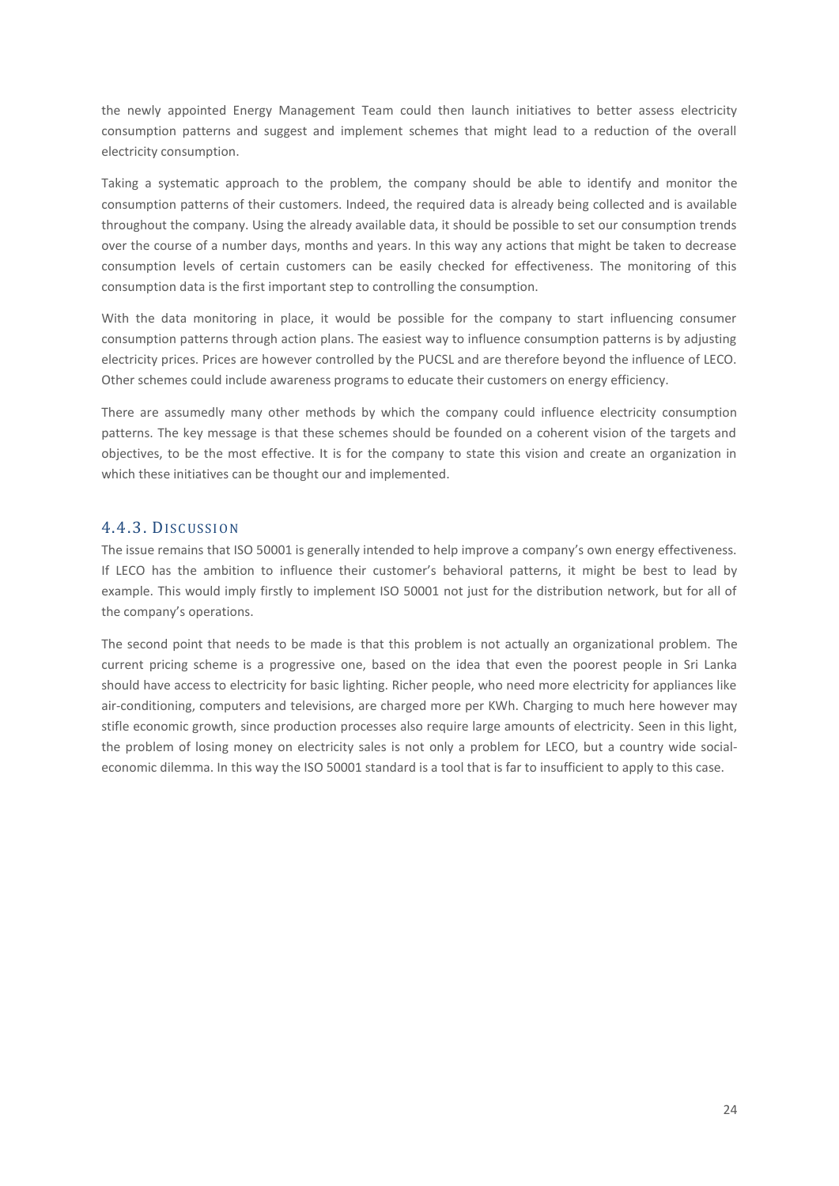the newly appointed Energy Management Team could then launch initiatives to better assess electricity consumption patterns and suggest and implement schemes that might lead to a reduction of the overall electricity consumption.

Taking a systematic approach to the problem, the company should be able to identify and monitor the consumption patterns of their customers. Indeed, the required data is already being collected and is available throughout the company. Using the already available data, it should be possible to set our consumption trends over the course of a number days, months and years. In this way any actions that might be taken to decrease consumption levels of certain customers can be easily checked for effectiveness. The monitoring of this consumption data is the first important step to controlling the consumption.

With the data monitoring in place, it would be possible for the company to start influencing consumer consumption patterns through action plans. The easiest way to influence consumption patterns is by adjusting electricity prices. Prices are however controlled by the PUCSL and are therefore beyond the influence of LECO. Other schemes could include awareness programs to educate their customers on energy efficiency.

There are assumedly many other methods by which the company could influence electricity consumption patterns. The key message is that these schemes should be founded on a coherent vision of the targets and objectives, to be the most effective. It is for the company to state this vision and create an organization in which these initiatives can be thought our and implemented.

### 4.4.3. Discussion

The issue remains that ISO 50001 is generally intended to help improve a company's own energy effectiveness. If LECO has the ambition to influence their customer's behavioral patterns, it might be best to lead by example. This would imply firstly to implement ISO 50001 not just for the distribution network, but for all of the company's operations.

The second point that needs to be made is that this problem is not actually an organizational problem. The current pricing scheme is a progressive one, based on the idea that even the poorest people in Sri Lanka should have access to electricity for basic lighting. Richer people, who need more electricity for appliances like air-conditioning, computers and televisions, are charged more per KWh. Charging to much here however may stifle economic growth, since production processes also require large amounts of electricity. Seen in this light, the problem of losing money on electricity sales is not only a problem for LECO, but a country wide social-economic dilemma. In this way the ISO 50001 standard is a tool that is far to insufficient to apply to this case.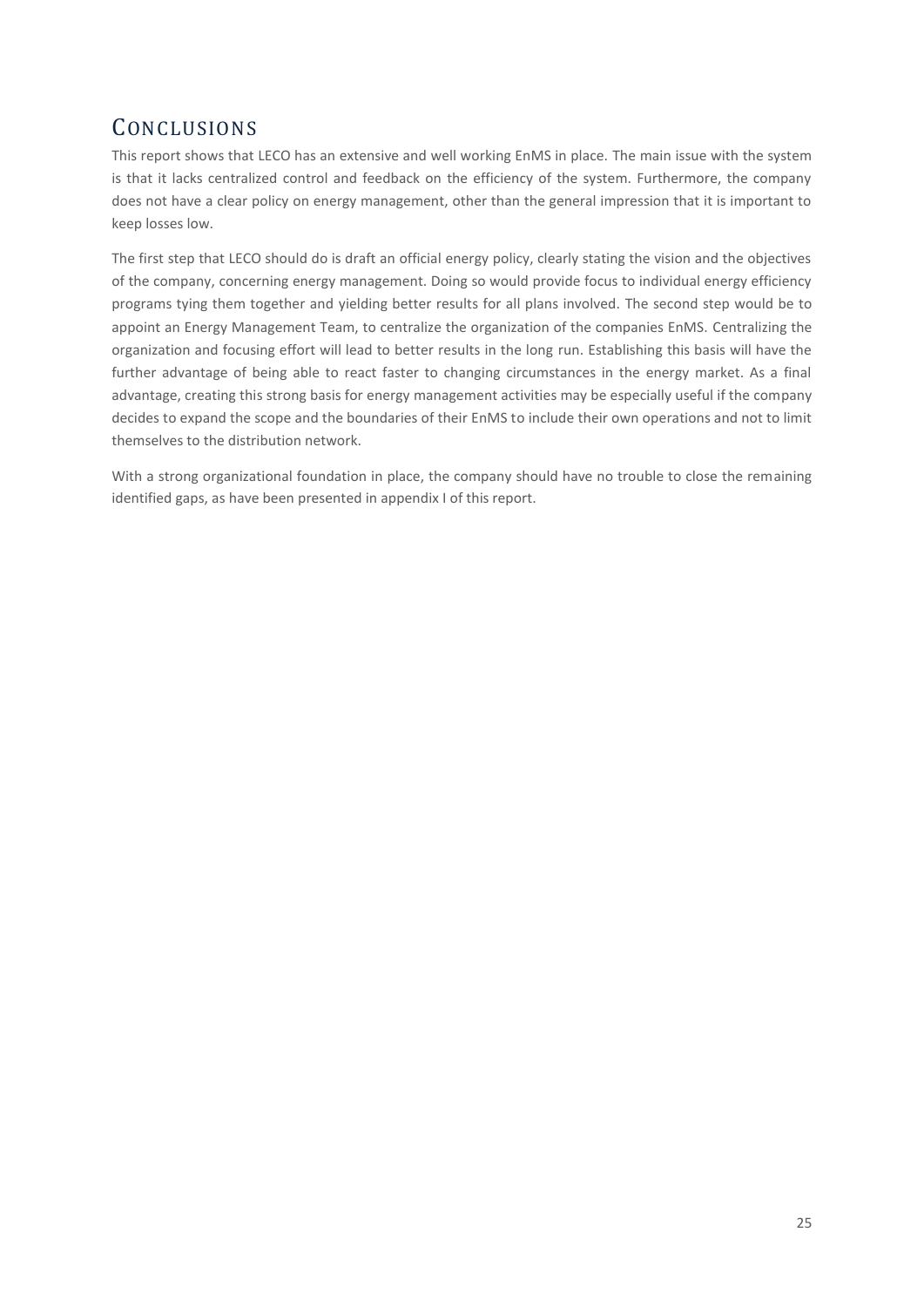# Conclusions

This report shows that LECO has an extensive and well working EnMS in place. The main issue with the system is that it lacks centralized control and feedback on the efficiency of the system. Furthermore, the company does not have a clear policy on energy management, other than the general impression that it is important to keep losses low.

The first step that LECO should do is draft an official energy policy, clearly stating the vision and the objectives of the company, concerning energy management. Doing so would provide focus to individual energy efficiency programs tying them together and yielding better results for all plans involved. The second step would be to appoint an Energy Management Team, to centralize the organization of the companies EnMS. Centralizing the organization and focusing effort will lead to better results in the long run. Establishing this basis will have the further advantage of being able to react faster to changing circumstances in the energy market. As a final advantage, creating this strong basis for energy management activities may be especially useful if the company decides to expand the scope and the boundaries of their EnMS to include their own operations and not to limit themselves to the distribution network.

With a strong organizational foundation in place, the company should have no trouble to close the remaining identified gaps, as have been presented in appendix I of this report.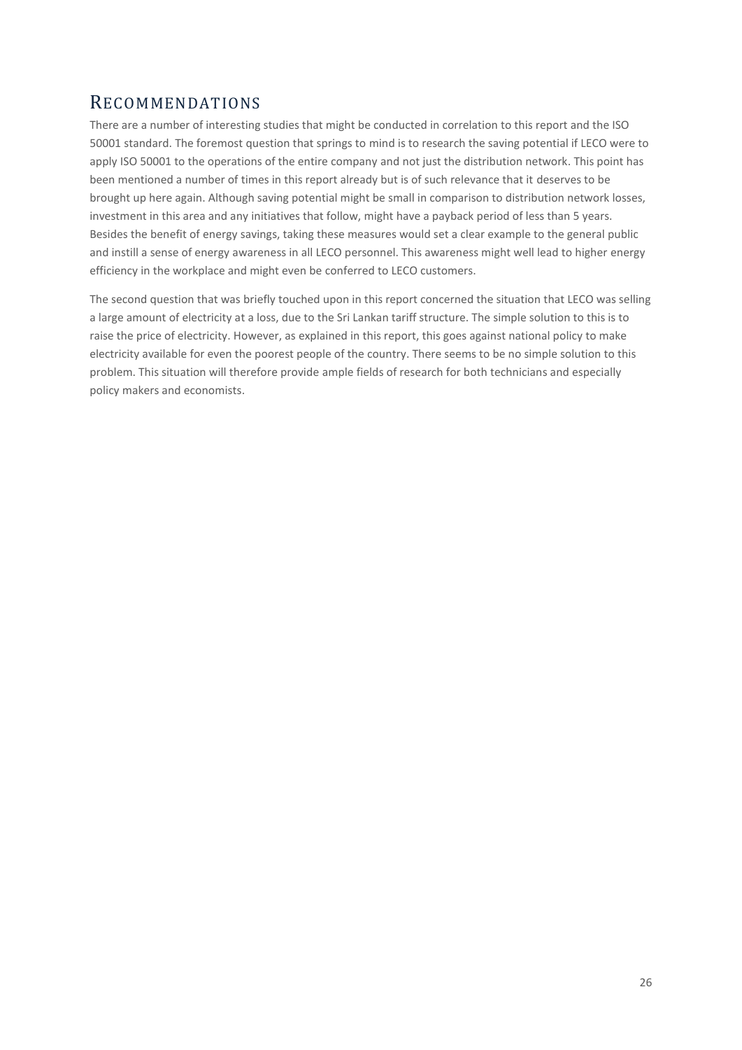# RECOMMENDATIONS

There are a number of interesting studies that might be conducted in correlation to this report and the ISO 50001 standard. The foremost question that springs to mind is to research the saving potential if LECO were to apply ISO 50001 to the operations of the entire company and not just the distribution network. This point has been mentioned a number of times in this report already but is of such relevance that it deserves to be brought up here again. Although saving potential might be small in comparison to distribution network losses, investment in this area and any initiatives that follow, might have a payback period of less than 5 years. Besides the benefit of energy savings, taking these measures would set a clear example to the general public and instill a sense of energy awareness in all LECO personnel. This awareness might well lead to higher energy efficiency in the workplace and might even be conferred to LECO customers.

The second question that was briefly touched upon in this report concerned the situation that LECO was selling a large amount of electricity at a loss, due to the Sri Lankan tariff structure. The simple solution to this is to raise the price of electricity. However, as explained in this report, this goes against national policy to make electricity available for even the poorest people of the country. There seems to be no simple solution to this problem. This situation will therefore provide ample fields of research for both technicians and especially policy makers and economists.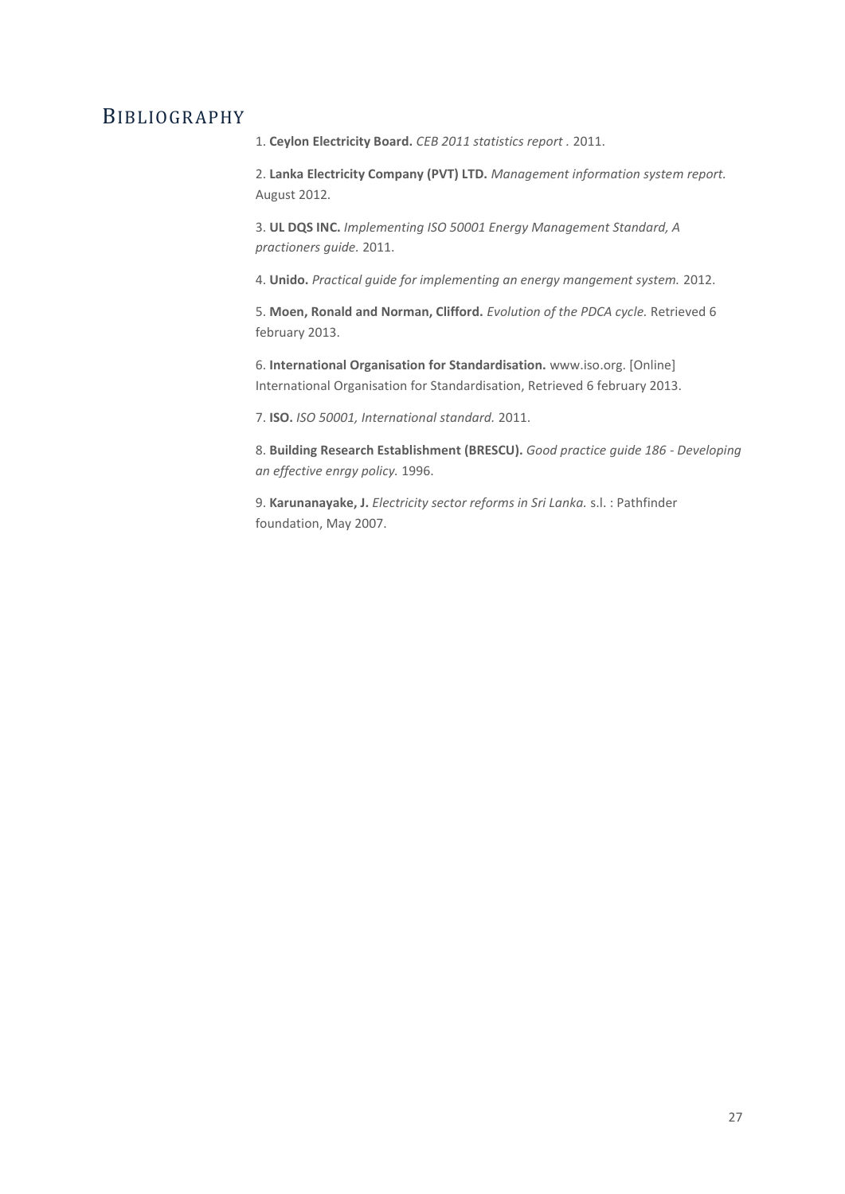# BIBLIOGRAPHY

1. **Ceylon Electricity Board.** *CEB 2011 statistics report .* 2011.

2. **Lanka Electricity Company (PVT) LTD.** *Management information system report.* August 2012.

3. **UL DQS INC.** *Implementing ISO 50001 Energy Management Standard, A practioners guide.* 2011.

4. **Unido.** *Practical guide for implementing an energy mangement system.* 2012.

5. **Moen, Ronald and Norman, Clifford.** *Evolution of the PDCA cycle.* Retrieved 6 february 2013.

6. **International Organisation for Standardisation.** www.iso.org. [Online] International Organisation for Standardisation, Retrieved 6 february 2013.

7. **ISO.** *ISO 50001, International standard.* 2011.

8. **Building Research Establishment (BRESCU).** *Good practice guide 186 - Developing an effective enrgy policy.* 1996.

9. **Karunanayake, J.** *Electricity sector reforms in Sri Lanka.* s.l. : Pathfinder foundation, May 2007.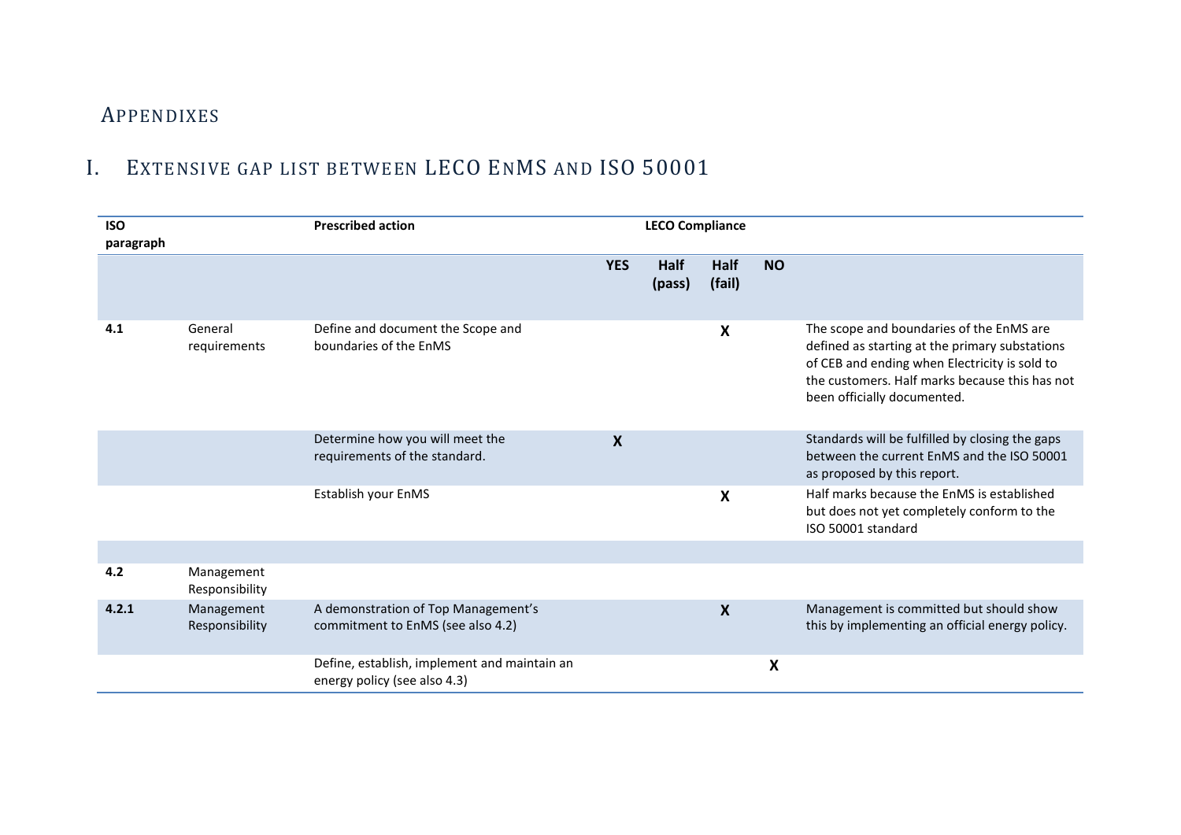# Appendixes

## I. Extensive gap list between LECO EnMS and ISO 50001

| ISO paragraph | | Prescribed action | LECO Compliance | | | | |
|---|---|---|---|---|---|---|---|
| | | | YES | Half (pass) | Half (fail) | NO | |
| 4.1 | General requirements | Define and document the Scope and boundaries of the EnMS | | | X | | The scope and boundaries of the EnMS are defined as starting at the primary substations of CEB and ending when Electricity is sold to the customers. Half marks because this has not been officially documented. |
| | | Determine how you will meet the requirements of the standard. | X | | | | Standards will be fulfilled by closing the gaps between the current EnMS and the ISO 50001 as proposed by this report. |
| | | Establish your EnMS | | | X | | Half marks because the EnMS is established but does not yet completely conform to the ISO 50001 standard |
| | | | | | | | |
| 4.2 | Management Responsibility | | | | | | |
| 4.2.1 | Management Responsibility | A demonstration of Top Management's commitment to EnMS (see also 4.2) | | | X | | Management is committed but should show this by implementing an official energy policy. |
| | | Define, establish, implement and maintain an energy policy (see also 4.3) | | | | X | |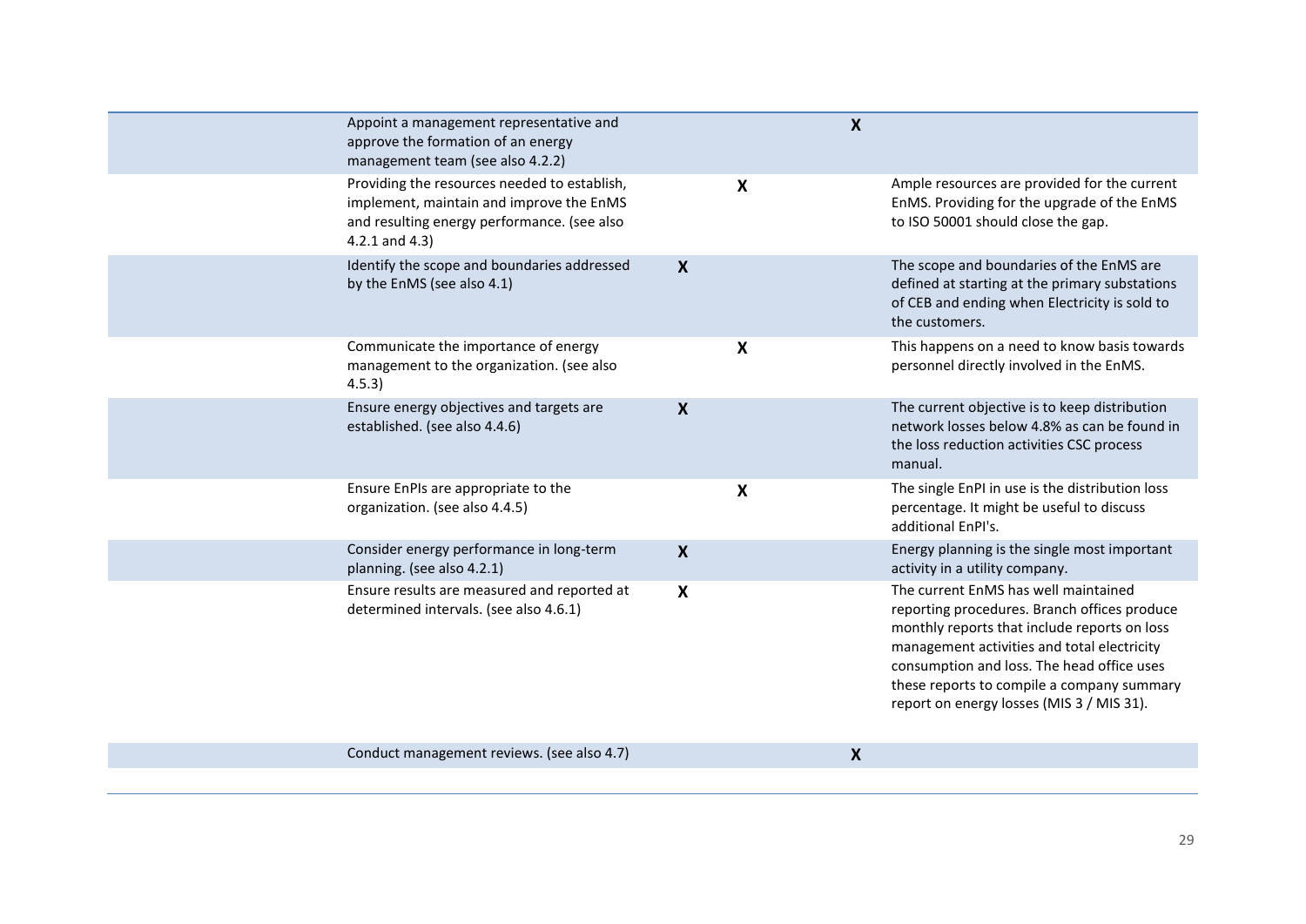| | | | | | |
|---|---|---|---|---|---|
| | Appoint a management representative and approve the formation of an energy management team (see also 4.2.2) | | | X | |
| | Providing the resources needed to establish, implement, maintain and improve the EnMS and resulting energy performance. (see also 4.2.1 and 4.3) | | X | | Ample resources are provided for the current EnMS. Providing for the upgrade of the EnMS to ISO 50001 should close the gap. |
| | Identify the scope and boundaries addressed by the EnMS (see also 4.1) | X | | | The scope and boundaries of the EnMS are defined at starting at the primary substations of CEB and ending when Electricity is sold to the customers. |
| | Communicate the importance of energy management to the organization. (see also 4.5.3) | | X | | This happens on a need to know basis towards personnel directly involved in the EnMS. |
| | Ensure energy objectives and targets are established. (see also 4.4.6) | X | | | The current objective is to keep distribution network losses below 4.8% as can be found in the loss reduction activities CSC process manual. |
| | Ensure EnPIs are appropriate to the organization. (see also 4.4.5) | | X | | The single EnPI in use is the distribution loss percentage. It might be useful to discuss additional EnPI's. |
| | Consider energy performance in long-term planning. (see also 4.2.1) | X | | | Energy planning is the single most important activity in a utility company. |
| | Ensure results are measured and reported at determined intervals. (see also 4.6.1) | X | | | The current EnMS has well maintained reporting procedures. Branch offices produce monthly reports that include reports on loss management activities and total electricity consumption and loss. The head office uses these reports to compile a company summary report on energy losses (MIS 3 / MIS 31). |
| | Conduct management reviews. (see also 4.7) | | | X | |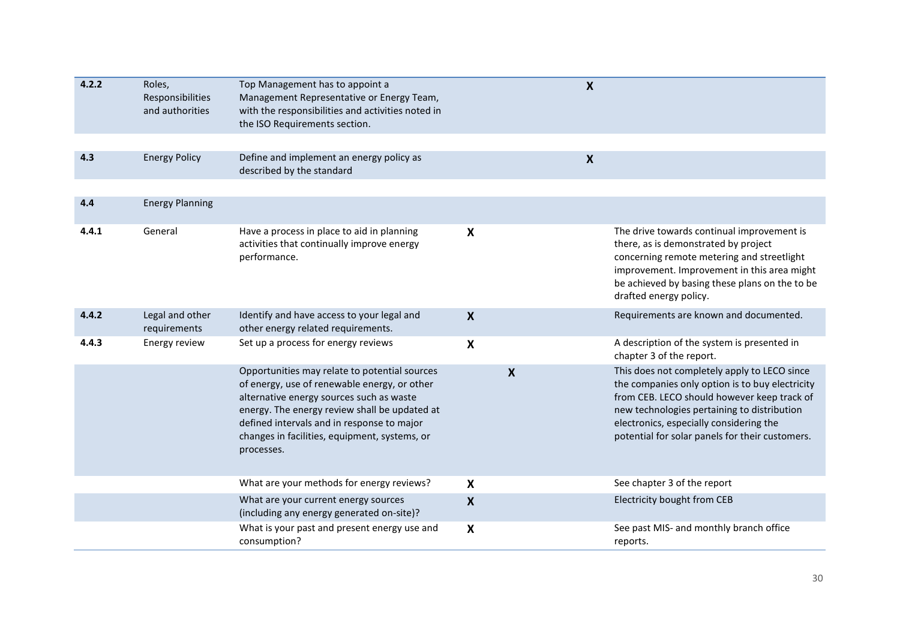| | | | | | | |
|---|---|---|---|---|---|---|
| **4.2.2** | Roles, Responsibilities and authorities | Top Management has to appoint a Management Representative or Energy Team, with the responsibilities and activities noted in the ISO Requirements section. | | | **X** | |
| **4.3** | Energy Policy | Define and implement an energy policy as described by the standard | | | **X** | |
| **4.4** | Energy Planning | | | | | |
| **4.4.1** | General | Have a process in place to aid in planning activities that continually improve energy performance. | **X** | | | The drive towards continual improvement is there, as is demonstrated by project concerning remote metering and streetlight improvement. Improvement in this area might be achieved by basing these plans on the to be drafted energy policy. |
| **4.4.2** | Legal and other requirements | Identify and have access to your legal and other energy related requirements. | **X** | | | Requirements are known and documented. |
| **4.4.3** | Energy review | Set up a process for energy reviews | **X** | | | A description of the system is presented in chapter 3 of the report. |
| | | Opportunities may relate to potential sources of energy, use of renewable energy, or other alternative energy sources such as waste energy. The energy review shall be updated at defined intervals and in response to major changes in facilities, equipment, systems, or processes. | | **X** | | This does not completely apply to LECO since the companies only option is to buy electricity from CEB. LECO should however keep track of new technologies pertaining to distribution electronics, especially considering the potential for solar panels for their customers. |
| | | What are your methods for energy reviews? | **X** | | | See chapter 3 of the report |
| | | What are your current energy sources (including any energy generated on-site)? | **X** | | | Electricity bought from CEB |
| | | What is your past and present energy use and consumption? | **X** | | | See past MIS- and monthly branch office reports. |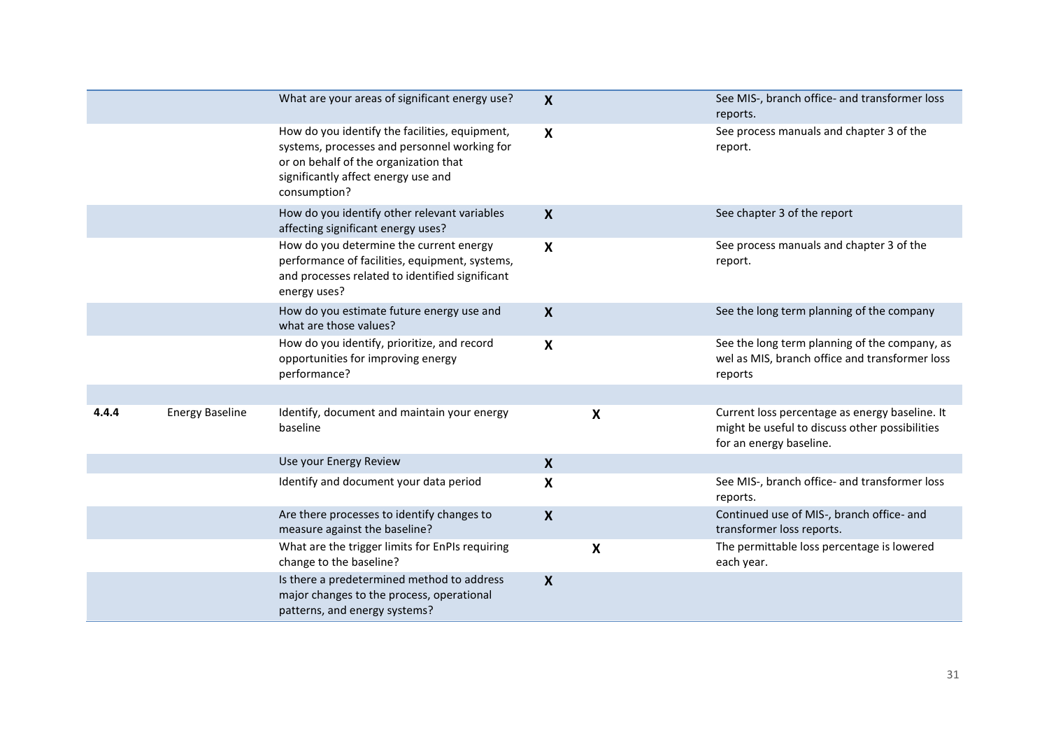| | | | | | | |
|---|---|---|---|---|---|---|
| | | What are your areas of significant energy use? | **X** | | | See MIS-, branch office- and transformer loss reports. |
| | | How do you identify the facilities, equipment, systems, processes and personnel working for or on behalf of the organization that significantly affect energy use and consumption? | **X** | | | See process manuals and chapter 3 of the report. |
| | | How do you identify other relevant variables affecting significant energy uses? | **X** | | | See chapter 3 of the report |
| | | How do you determine the current energy performance of facilities, equipment, systems, and processes related to identified significant energy uses? | **X** | | | See process manuals and chapter 3 of the report. |
| | | How do you estimate future energy use and what are those values? | **X** | | | See the long term planning of the company |
| | | How do you identify, prioritize, and record opportunities for improving energy performance? | **X** | | | See the long term planning of the company, as wel as MIS, branch office and transformer loss reports |
| | | | | | | |
| **4.4.4** | Energy Baseline | Identify, document and maintain your energy baseline | | **X** | | Current loss percentage as energy baseline. It might be useful to discuss other possibilities for an energy baseline. |
| | | Use your Energy Review | **X** | | | |
| | | Identify and document your data period | **X** | | | See MIS-, branch office- and transformer loss reports. |
| | | Are there processes to identify changes to measure against the baseline? | **X** | | | Continued use of MIS-, branch office- and transformer loss reports. |
| | | What are the trigger limits for EnPIs requiring change to the baseline? | | **X** | | The permittable loss percentage is lowered each year. |
| | | Is there a predetermined method to address major changes to the process, operational patterns, and energy systems? | **X** | | | |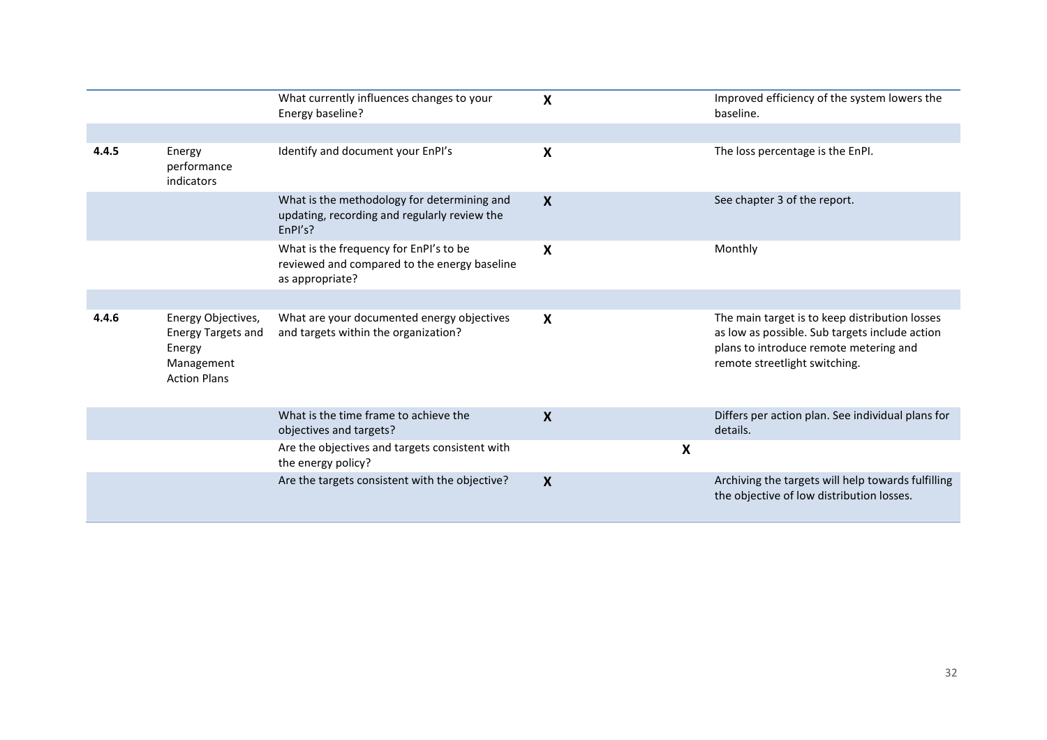| | | | | | |
|---|---|---|---|---|---|
| | | What currently influences changes to your Energy baseline? | X | | Improved efficiency of the system lowers the baseline. |
| | | | | | |
| 4.4.5 | Energy performance indicators | Identify and document your EnPI's | X | | The loss percentage is the EnPI. |
| | | What is the methodology for determining and updating, recording and regularly review the EnPI's? | X | | See chapter 3 of the report. |
| | | What is the frequency for EnPI's to be reviewed and compared to the energy baseline as appropriate? | X | | Monthly |
| | | | | | |
| 4.4.6 | Energy Objectives, Energy Targets and Energy Management Action Plans | What are your documented energy objectives and targets within the organization? | X | | The main target is to keep distribution losses as low as possible. Sub targets include action plans to introduce remote metering and remote streetlight switching. |
| | | What is the time frame to achieve the objectives and targets? | X | | Differs per action plan. See individual plans for details. |
| | | Are the objectives and targets consistent with the energy policy? | | X | |
| | | Are the targets consistent with the objective? | X | | Archiving the targets will help towards fulfilling the objective of low distribution losses. |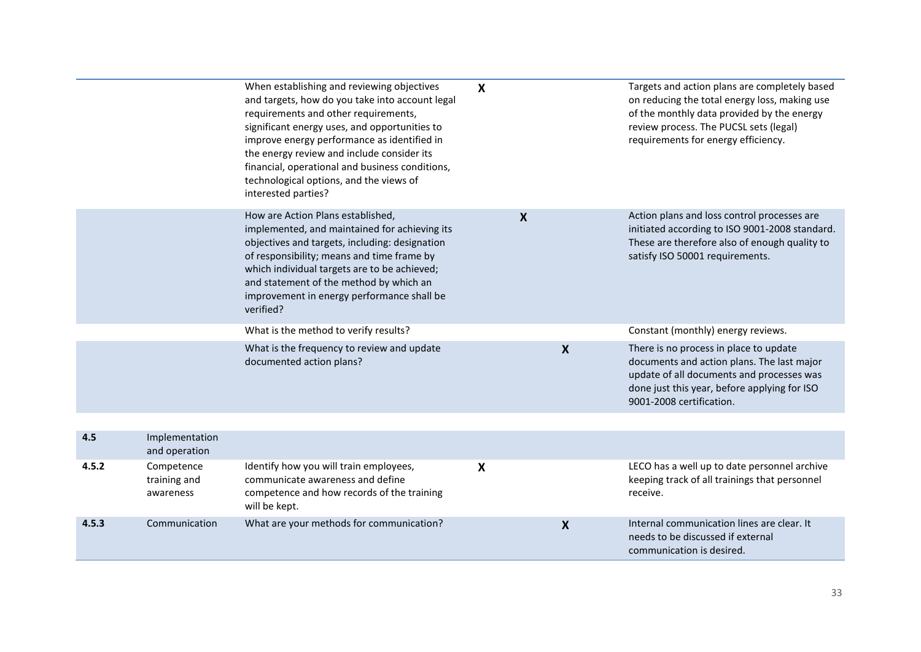| | | | | | | |
|---|---|---|---|---|---|---|
| | | When establishing and reviewing objectives and targets, how do you take into account legal requirements and other requirements, significant energy uses, and opportunities to improve energy performance as identified in the energy review and include consider its financial, operational and business conditions, technological options, and the views of interested parties? | X | | | Targets and action plans are completely based on reducing the total energy loss, making use of the monthly data provided by the energy review process. The PUCSL sets (legal) requirements for energy efficiency. |
| | | How are Action Plans established, implemented, and maintained for achieving its objectives and targets, including: designation of responsibility; means and time frame by which individual targets are to be achieved; and statement of the method by which an improvement in energy performance shall be verified? | | X | | Action plans and loss control processes are initiated according to ISO 9001-2008 standard. These are therefore also of enough quality to satisfy ISO 50001 requirements. |
| | | What is the method to verify results? | | | | Constant (monthly) energy reviews. |
| | | What is the frequency to review and update documented action plans? | | | X | There is no process in place to update documents and action plans. The last major update of all documents and processes was done just this year, before applying for ISO 9001-2008 certification. |
| **4.5** | Implementation and operation | | | | | |
| **4.5.2** | Competence training and awareness | Identify how you will train employees, communicate awareness and define competence and how records of the training will be kept. | X | | | LECO has a well up to date personnel archive keeping track of all trainings that personnel receive. |
| **4.5.3** | Communication | What are your methods for communication? | | | X | Internal communication lines are clear. It needs to be discussed if external communication is desired. |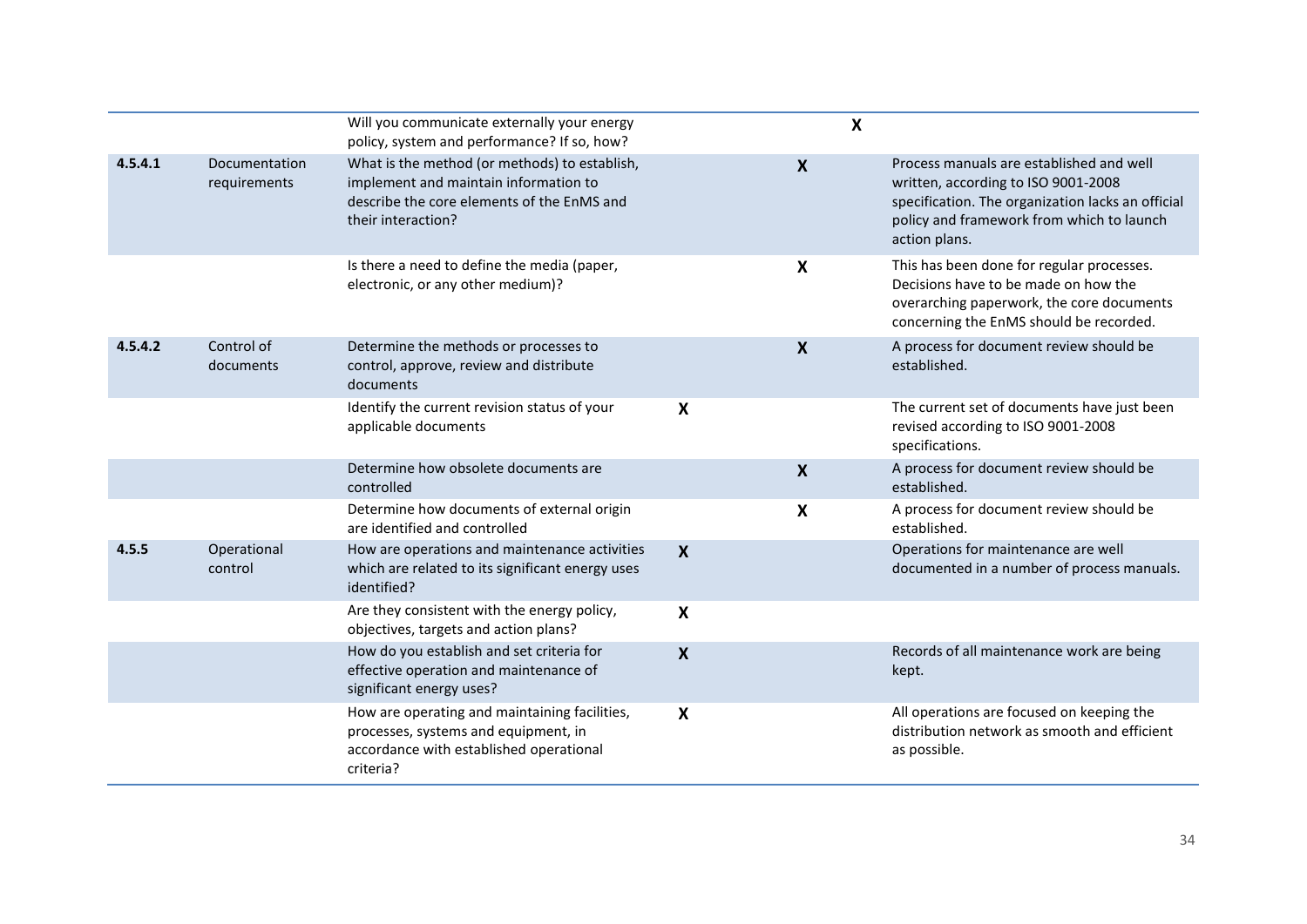| | | | | | | |
|---|---|---|---|---|---|---|
| | | Will you communicate externally your energy policy, system and performance? If so, how? | | | **X** | |
| **4.5.4.1** | Documentation requirements | What is the method (or methods) to establish, implement and maintain information to describe the core elements of the EnMS and their interaction? | | **X** | | Process manuals are established and well written, according to ISO 9001-2008 specification. The organization lacks an official policy and framework from which to launch action plans. |
| | | Is there a need to define the media (paper, electronic, or any other medium)? | | **X** | | This has been done for regular processes. Decisions have to be made on how the overarching paperwork, the core documents concerning the EnMS should be recorded. |
| **4.5.4.2** | Control of documents | Determine the methods or processes to control, approve, review and distribute documents | | **X** | | A process for document review should be established. |
| | | Identify the current revision status of your applicable documents | **X** | | | The current set of documents have just been revised according to ISO 9001-2008 specifications. |
| | | Determine how obsolete documents are controlled | | **X** | | A process for document review should be established. |
| | | Determine how documents of external origin are identified and controlled | | **X** | | A process for document review should be established. |
| **4.5.5** | Operational control | How are operations and maintenance activities which are related to its significant energy uses identified? | **X** | | | Operations for maintenance are well documented in a number of process manuals. |
| | | Are they consistent with the energy policy, objectives, targets and action plans? | **X** | | | |
| | | How do you establish and set criteria for effective operation and maintenance of significant energy uses? | **X** | | | Records of all maintenance work are being kept. |
| | | How are operating and maintaining facilities, processes, systems and equipment, in accordance with established operational criteria? | **X** | | | All operations are focused on keeping the distribution network as smooth and efficient as possible. |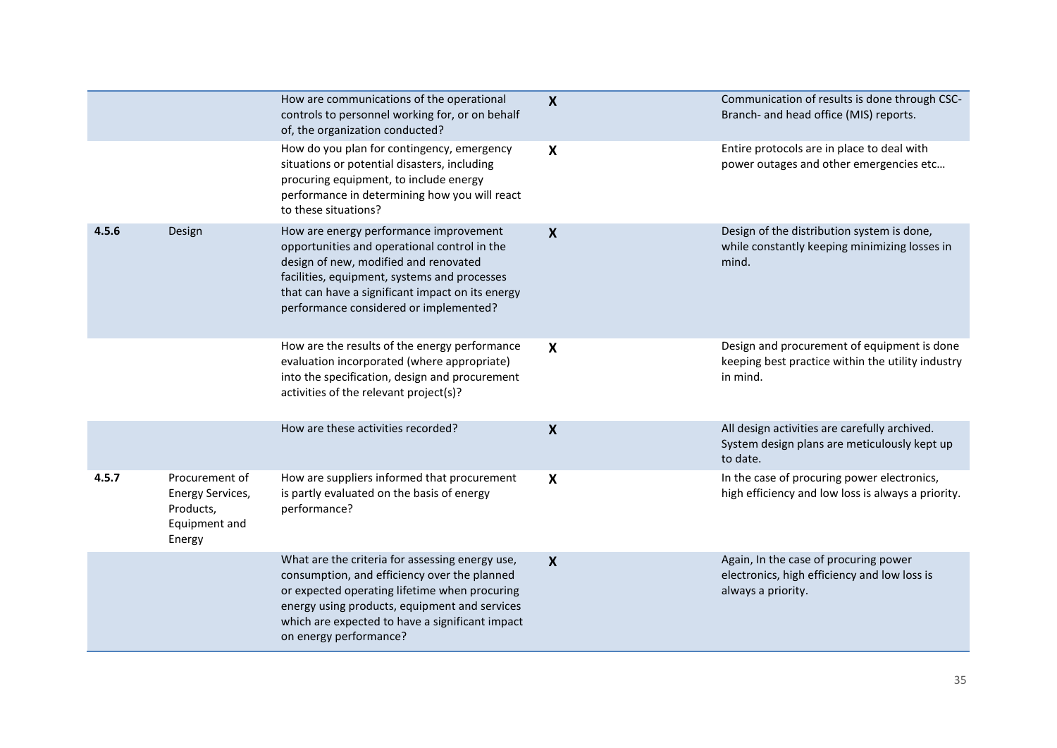| | | | | | |
|---|---|---|---|---|---|
| | | How are communications of the operational controls to personnel working for, or on behalf of, the organization conducted? | **X** | | Communication of results is done through CSC-Branch- and head office (MIS) reports. |
| | | How do you plan for contingency, emergency situations or potential disasters, including procuring equipment, to include energy performance in determining how you will react to these situations? | **X** | | Entire protocols are in place to deal with power outages and other emergencies etc… |
| **4.5.6** | Design | How are energy performance improvement opportunities and operational control in the design of new, modified and renovated facilities, equipment, systems and processes that can have a significant impact on its energy performance considered or implemented? | **X** | | Design of the distribution system is done, while constantly keeping minimizing losses in mind. |
| | | How are the results of the energy performance evaluation incorporated (where appropriate) into the specification, design and procurement activities of the relevant project(s)? | **X** | | Design and procurement of equipment is done keeping best practice within the utility industry in mind. |
| | | How are these activities recorded? | **X** | | All design activities are carefully archived. System design plans are meticulously kept up to date. |
| **4.5.7** | Procurement of Energy Services, Products, Equipment and Energy | How are suppliers informed that procurement is partly evaluated on the basis of energy performance? | **X** | | In the case of procuring power electronics, high efficiency and low loss is always a priority. |
| | | What are the criteria for assessing energy use, consumption, and efficiency over the planned or expected operating lifetime when procuring energy using products, equipment and services which are expected to have a significant impact on energy performance? | **X** | | Again, In the case of procuring power electronics, high efficiency and low loss is always a priority. |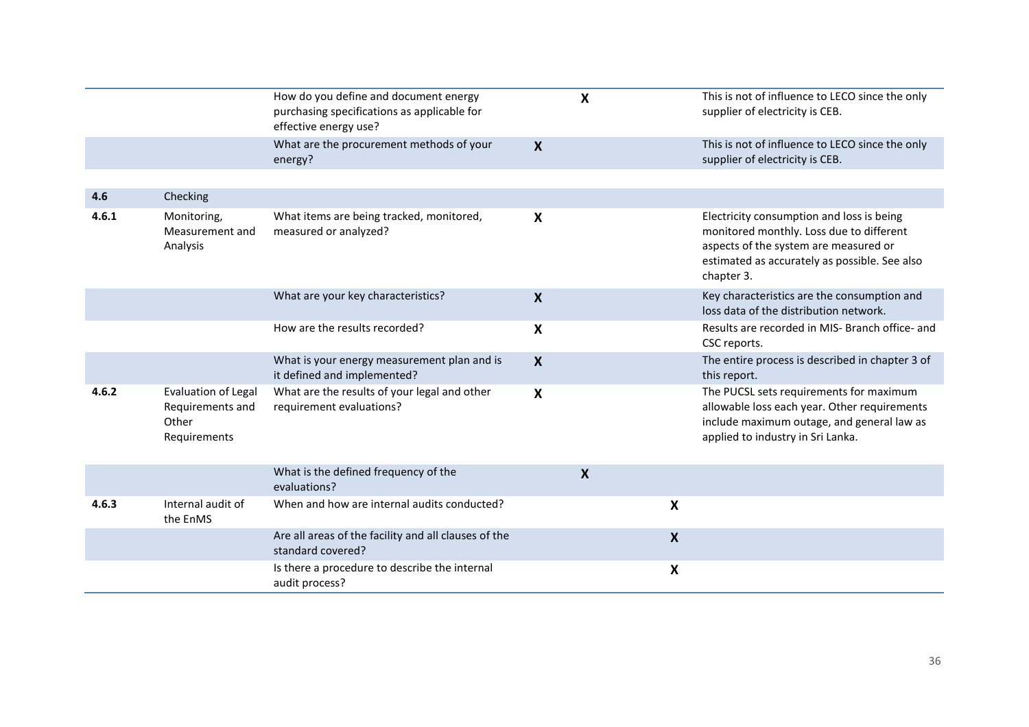| | | | | | | |
|---|---|---|---|---|---|---|
| | | How do you define and document energy purchasing specifications as applicable for effective energy use? | | X | | This is not of influence to LECO since the only supplier of electricity is CEB. |
| | | What are the procurement methods of your energy? | X | | | This is not of influence to LECO since the only supplier of electricity is CEB. |
| **4.6** | Checking | | | | | |
| **4.6.1** | Monitoring, Measurement and Analysis | What items are being tracked, monitored, measured or analyzed? | X | | | Electricity consumption and loss is being monitored monthly. Loss due to different aspects of the system are measured or estimated as accurately as possible. See also chapter 3. |
| | | What are your key characteristics? | X | | | Key characteristics are the consumption and loss data of the distribution network. |
| | | How are the results recorded? | X | | | Results are recorded in MIS- Branch office- and CSC reports. |
| | | What is your energy measurement plan and is it defined and implemented? | X | | | The entire process is described in chapter 3 of this report. |
| **4.6.2** | Evaluation of Legal Requirements and Other Requirements | What are the results of your legal and other requirement evaluations? | X | | | The PUCSL sets requirements for maximum allowable loss each year. Other requirements include maximum outage, and general law as applied to industry in Sri Lanka. |
| | | What is the defined frequency of the evaluations? | | X | | |
| **4.6.3** | Internal audit of the EnMS | When and how are internal audits conducted? | | | X | |
| | | Are all areas of the facility and all clauses of the standard covered? | | | X | |
| | | Is there a procedure to describe the internal audit process? | | | X | |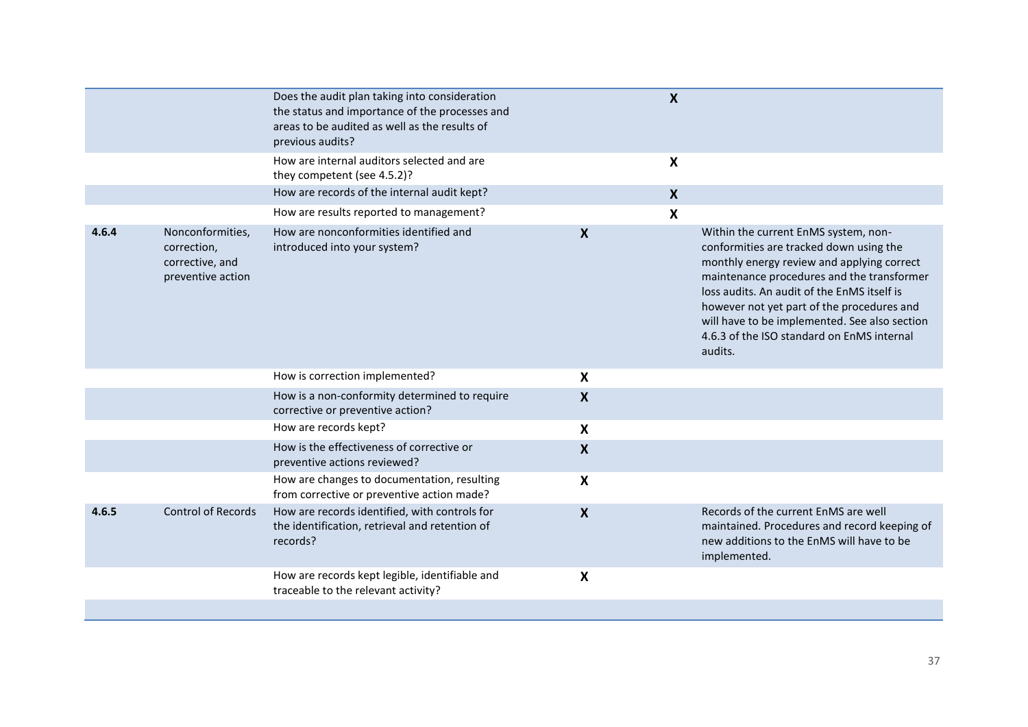| | | | | | |
|---|---|---|---|---|---|
| | | Does the audit plan taking into consideration the status and importance of the processes and areas to be audited as well as the results of previous audits? | | **X** | |
| | | How are internal auditors selected and are they competent (see 4.5.2)? | | **X** | |
| | | How are records of the internal audit kept? | | **X** | |
| | | How are results reported to management? | | **X** | |
| **4.6.4** | Nonconformities, correction, corrective, and preventive action | How are nonconformities identified and introduced into your system? | **X** | | Within the current EnMS system, non-conformities are tracked down using the monthly energy review and applying correct maintenance procedures and the transformer loss audits. An audit of the EnMS itself is however not yet part of the procedures and will have to be implemented. See also section 4.6.3 of the ISO standard on EnMS internal audits. |
| | | How is correction implemented? | **X** | | |
| | | How is a non-conformity determined to require corrective or preventive action? | **X** | | |
| | | How are records kept? | **X** | | |
| | | How is the effectiveness of corrective or preventive actions reviewed? | **X** | | |
| | | How are changes to documentation, resulting from corrective or preventive action made? | **X** | | |
| **4.6.5** | Control of Records | How are records identified, with controls for the identification, retrieval and retention of records? | **X** | | Records of the current EnMS are well maintained. Procedures and record keeping of new additions to the EnMS will have to be implemented. |
| | | How are records kept legible, identifiable and traceable to the relevant activity? | **X** | | |
| | | | | | |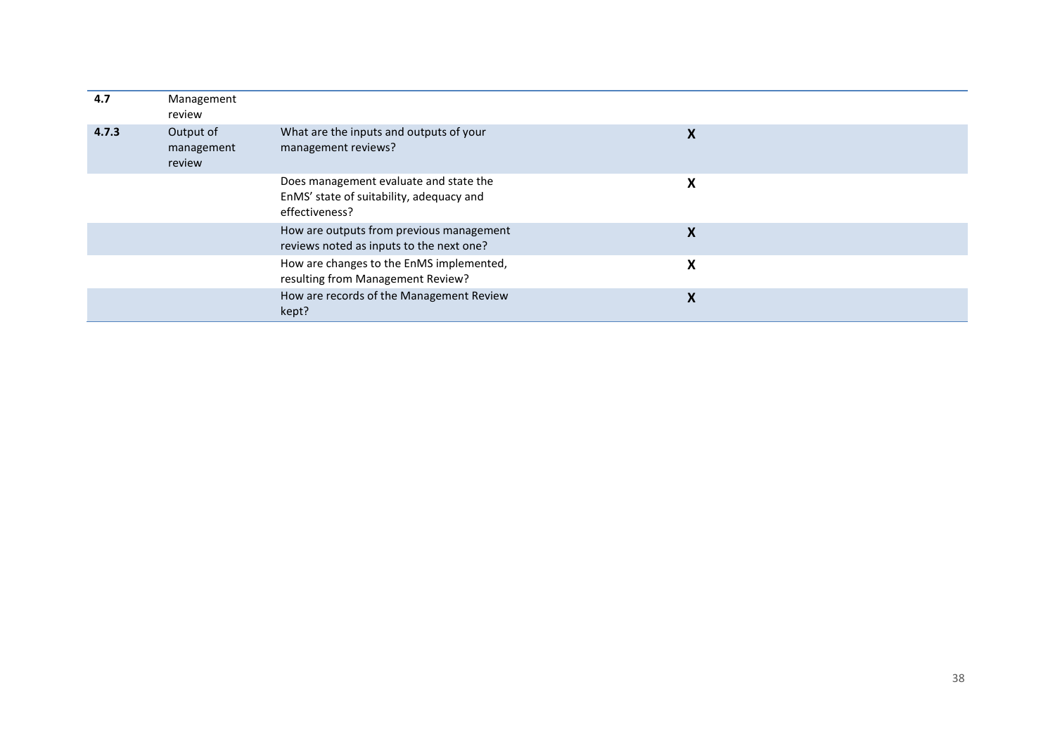| 4.7 | Management review | | | |
|---|---|---|---|---|
| 4.7.3 | Output of management review | What are the inputs and outputs of your management reviews? | X | |
| | | Does management evaluate and state the EnMS' state of suitability, adequacy and effectiveness? | X | |
| | | How are outputs from previous management reviews noted as inputs to the next one? | X | |
| | | How are changes to the EnMS implemented, resulting from Management Review? | X | |
| | | How are records of the Management Review kept? | X | |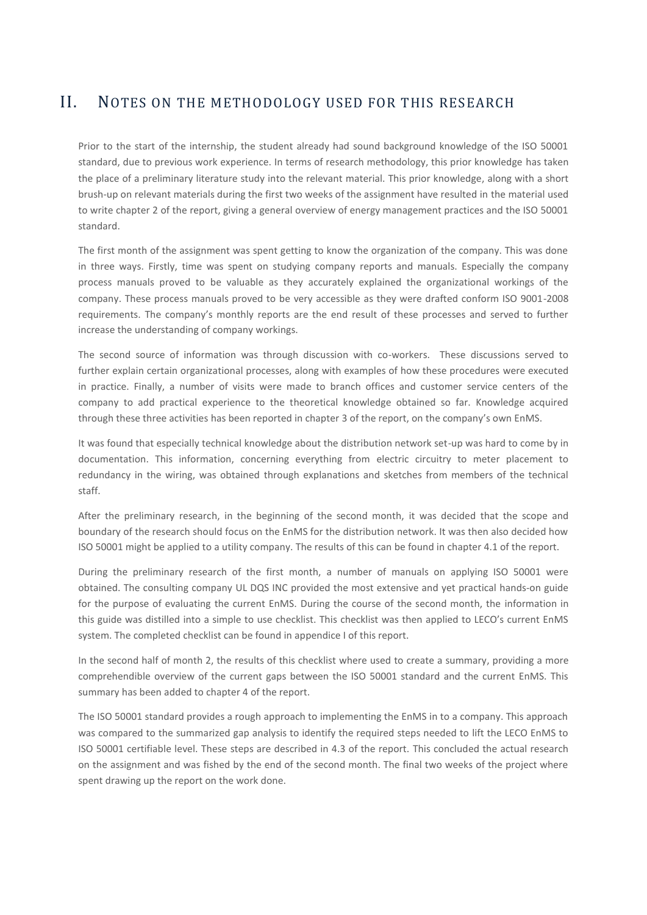## II. Notes on the methodology used for this research

Prior to the start of the internship, the student already had sound background knowledge of the ISO 50001 standard, due to previous work experience. In terms of research methodology, this prior knowledge has taken the place of a preliminary literature study into the relevant material. This prior knowledge, along with a short brush-up on relevant materials during the first two weeks of the assignment have resulted in the material used to write chapter 2 of the report, giving a general overview of energy management practices and the ISO 50001 standard.

The first month of the assignment was spent getting to know the organization of the company. This was done in three ways. Firstly, time was spent on studying company reports and manuals. Especially the company process manuals proved to be valuable as they accurately explained the organizational workings of the company. These process manuals proved to be very accessible as they were drafted conform ISO 9001-2008 requirements. The company's monthly reports are the end result of these processes and served to further increase the understanding of company workings.

The second source of information was through discussion with co-workers. These discussions served to further explain certain organizational processes, along with examples of how these procedures were executed in practice. Finally, a number of visits were made to branch offices and customer service centers of the company to add practical experience to the theoretical knowledge obtained so far. Knowledge acquired through these three activities has been reported in chapter 3 of the report, on the company's own EnMS.

It was found that especially technical knowledge about the distribution network set-up was hard to come by in documentation. This information, concerning everything from electric circuitry to meter placement to redundancy in the wiring, was obtained through explanations and sketches from members of the technical staff.

After the preliminary research, in the beginning of the second month, it was decided that the scope and boundary of the research should focus on the EnMS for the distribution network. It was then also decided how ISO 50001 might be applied to a utility company. The results of this can be found in chapter 4.1 of the report.

During the preliminary research of the first month, a number of manuals on applying ISO 50001 were obtained. The consulting company UL DQS INC provided the most extensive and yet practical hands-on guide for the purpose of evaluating the current EnMS. During the course of the second month, the information in this guide was distilled into a simple to use checklist. This checklist was then applied to LECO's current EnMS system. The completed checklist can be found in appendice I of this report.

In the second half of month 2, the results of this checklist where used to create a summary, providing a more comprehendible overview of the current gaps between the ISO 50001 standard and the current EnMS. This summary has been added to chapter 4 of the report.

The ISO 50001 standard provides a rough approach to implementing the EnMS in to a company. This approach was compared to the summarized gap analysis to identify the required steps needed to lift the LECO EnMS to ISO 50001 certifiable level. These steps are described in 4.3 of the report. This concluded the actual research on the assignment and was fished by the end of the second month. The final two weeks of the project where spent drawing up the report on the work done.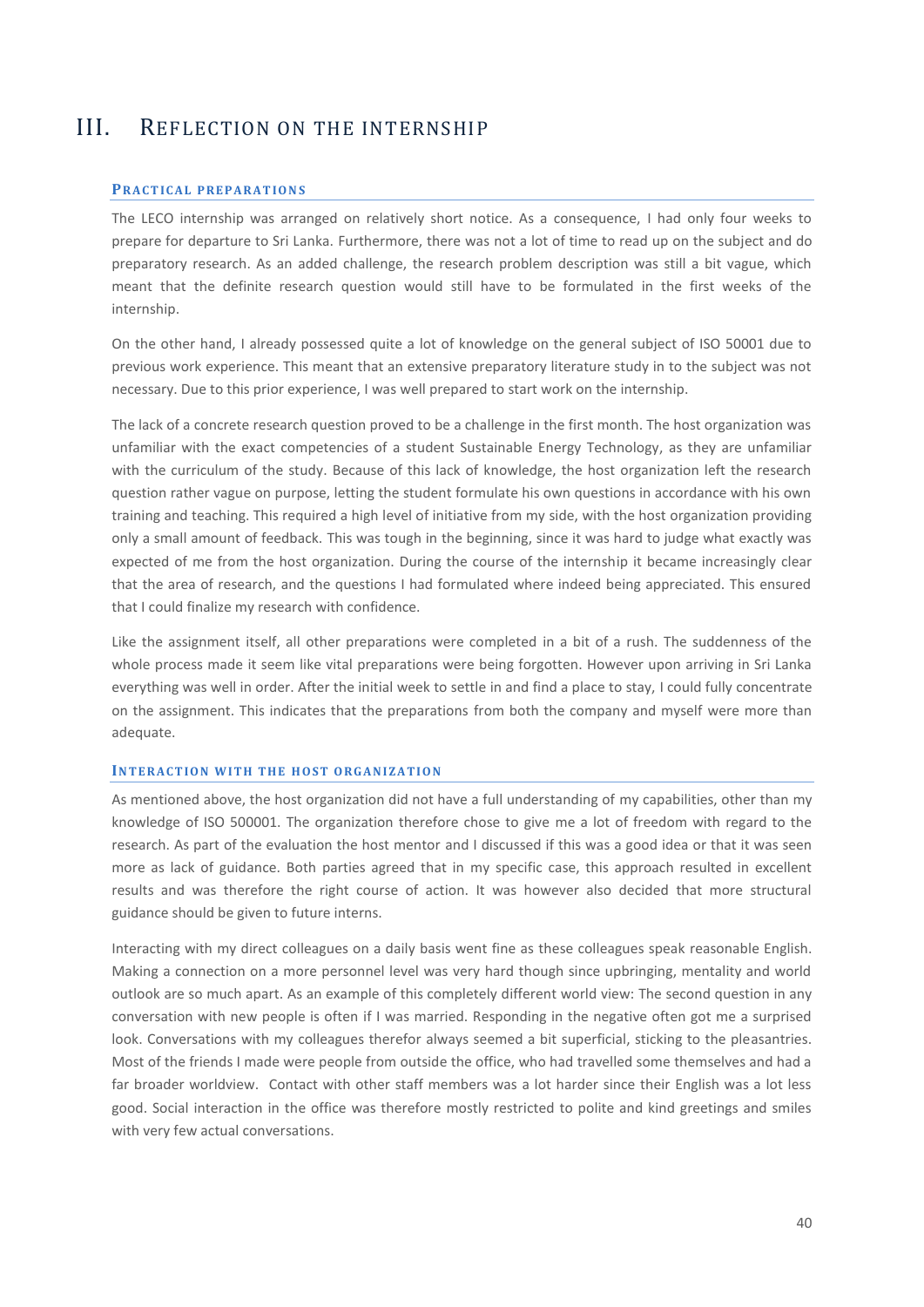# III. Reflection on the internship

### Practical preparations

The LECO internship was arranged on relatively short notice. As a consequence, I had only four weeks to prepare for departure to Sri Lanka. Furthermore, there was not a lot of time to read up on the subject and do preparatory research. As an added challenge, the research problem description was still a bit vague, which meant that the definite research question would still have to be formulated in the first weeks of the internship.

On the other hand, I already possessed quite a lot of knowledge on the general subject of ISO 50001 due to previous work experience. This meant that an extensive preparatory literature study in to the subject was not necessary. Due to this prior experience, I was well prepared to start work on the internship.

The lack of a concrete research question proved to be a challenge in the first month. The host organization was unfamiliar with the exact competencies of a student Sustainable Energy Technology, as they are unfamiliar with the curriculum of the study. Because of this lack of knowledge, the host organization left the research question rather vague on purpose, letting the student formulate his own questions in accordance with his own training and teaching. This required a high level of initiative from my side, with the host organization providing only a small amount of feedback. This was tough in the beginning, since it was hard to judge what exactly was expected of me from the host organization. During the course of the internship it became increasingly clear that the area of research, and the questions I had formulated where indeed being appreciated. This ensured that I could finalize my research with confidence.

Like the assignment itself, all other preparations were completed in a bit of a rush. The suddenness of the whole process made it seem like vital preparations were being forgotten. However upon arriving in Sri Lanka everything was well in order. After the initial week to settle in and find a place to stay, I could fully concentrate on the assignment. This indicates that the preparations from both the company and myself were more than adequate.

### Interaction with the host organization

As mentioned above, the host organization did not have a full understanding of my capabilities, other than my knowledge of ISO 500001. The organization therefore chose to give me a lot of freedom with regard to the research. As part of the evaluation the host mentor and I discussed if this was a good idea or that it was seen more as lack of guidance. Both parties agreed that in my specific case, this approach resulted in excellent results and was therefore the right course of action. It was however also decided that more structural guidance should be given to future interns.

Interacting with my direct colleagues on a daily basis went fine as these colleagues speak reasonable English. Making a connection on a more personnel level was very hard though since upbringing, mentality and world outlook are so much apart. As an example of this completely different world view: The second question in any conversation with new people is often if I was married. Responding in the negative often got me a surprised look. Conversations with my colleagues therefor always seemed a bit superficial, sticking to the pleasantries. Most of the friends I made were people from outside the office, who had travelled some themselves and had a far broader worldview. Contact with other staff members was a lot harder since their English was a lot less good. Social interaction in the office was therefore mostly restricted to polite and kind greetings and smiles with very few actual conversations.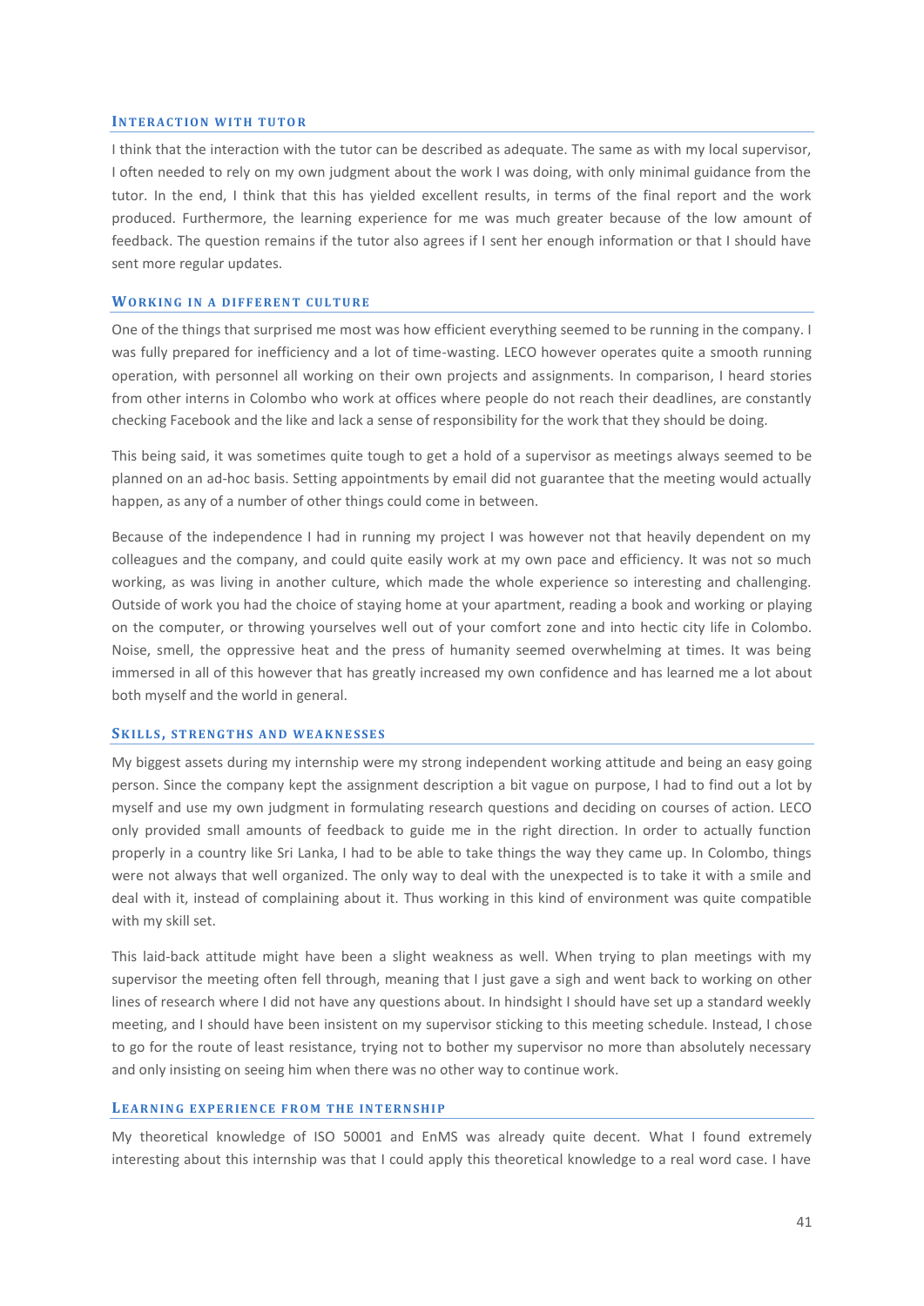### Interaction with tutor

I think that the interaction with the tutor can be described as adequate. The same as with my local supervisor, I often needed to rely on my own judgment about the work I was doing, with only minimal guidance from the tutor. In the end, I think that this has yielded excellent results, in terms of the final report and the work produced. Furthermore, the learning experience for me was much greater because of the low amount of feedback. The question remains if the tutor also agrees if I sent her enough information or that I should have sent more regular updates.

### Working in a different culture

One of the things that surprised me most was how efficient everything seemed to be running in the company. I was fully prepared for inefficiency and a lot of time-wasting. LECO however operates quite a smooth running operation, with personnel all working on their own projects and assignments. In comparison, I heard stories from other interns in Colombo who work at offices where people do not reach their deadlines, are constantly checking Facebook and the like and lack a sense of responsibility for the work that they should be doing.

This being said, it was sometimes quite tough to get a hold of a supervisor as meetings always seemed to be planned on an ad-hoc basis. Setting appointments by email did not guarantee that the meeting would actually happen, as any of a number of other things could come in between.

Because of the independence I had in running my project I was however not that heavily dependent on my colleagues and the company, and could quite easily work at my own pace and efficiency. It was not so much working, as was living in another culture, which made the whole experience so interesting and challenging. Outside of work you had the choice of staying home at your apartment, reading a book and working or playing on the computer, or throwing yourselves well out of your comfort zone and into hectic city life in Colombo. Noise, smell, the oppressive heat and the press of humanity seemed overwhelming at times. It was being immersed in all of this however that has greatly increased my own confidence and has learned me a lot about both myself and the world in general.

### Skills, strengths and weaknesses

My biggest assets during my internship were my strong independent working attitude and being an easy going person. Since the company kept the assignment description a bit vague on purpose, I had to find out a lot by myself and use my own judgment in formulating research questions and deciding on courses of action. LECO only provided small amounts of feedback to guide me in the right direction. In order to actually function properly in a country like Sri Lanka, I had to be able to take things the way they came up. In Colombo, things were not always that well organized. The only way to deal with the unexpected is to take it with a smile and deal with it, instead of complaining about it. Thus working in this kind of environment was quite compatible with my skill set.

This laid-back attitude might have been a slight weakness as well. When trying to plan meetings with my supervisor the meeting often fell through, meaning that I just gave a sigh and went back to working on other lines of research where I did not have any questions about. In hindsight I should have set up a standard weekly meeting, and I should have been insistent on my supervisor sticking to this meeting schedule. Instead, I chose to go for the route of least resistance, trying not to bother my supervisor no more than absolutely necessary and only insisting on seeing him when there was no other way to continue work.

### Learning experience from the internship

My theoretical knowledge of ISO 50001 and EnMS was already quite decent. What I found extremely interesting about this internship was that I could apply this theoretical knowledge to a real word case. I have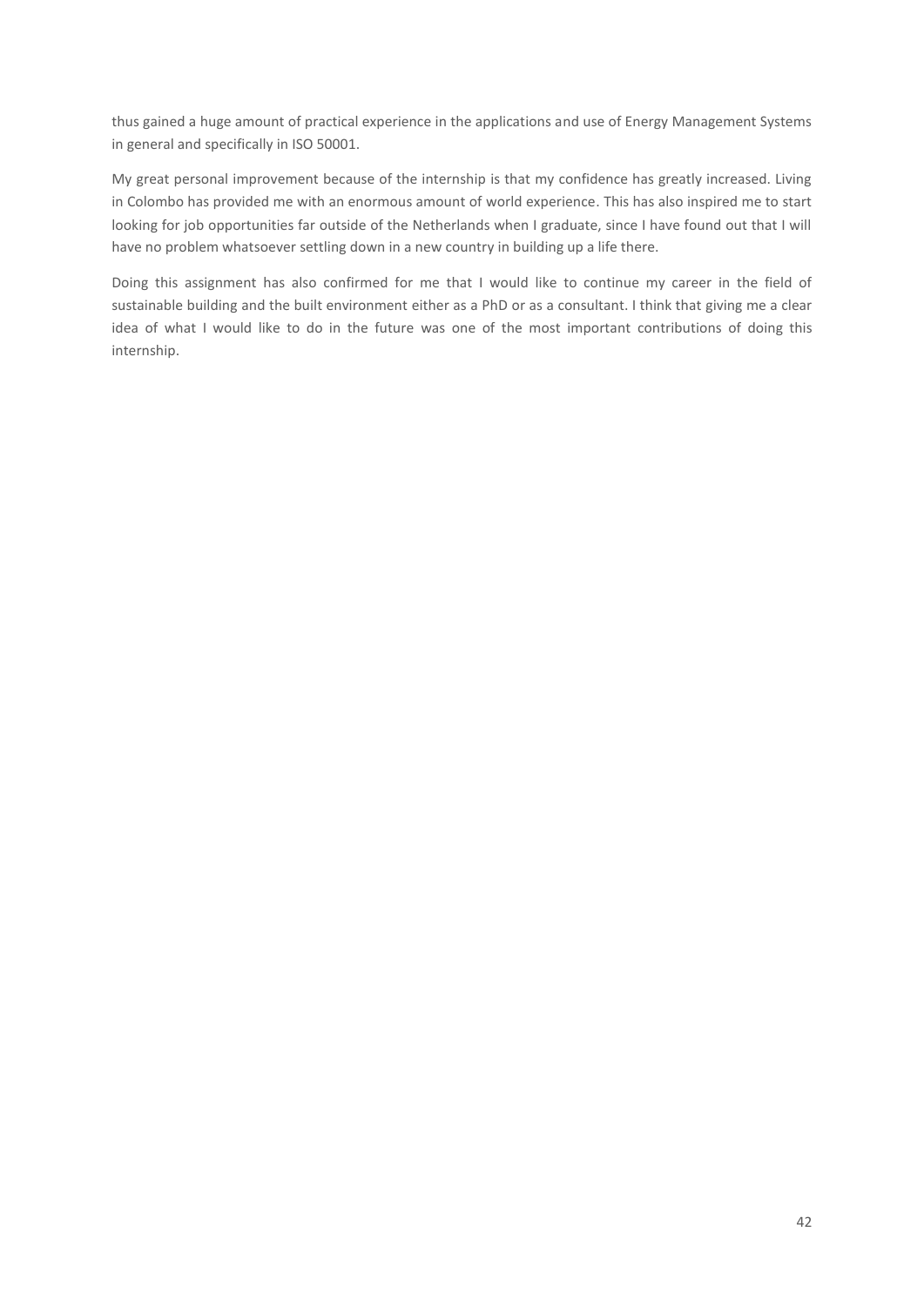thus gained a huge amount of practical experience in the applications and use of Energy Management Systems in general and specifically in ISO 50001.

My great personal improvement because of the internship is that my confidence has greatly increased. Living in Colombo has provided me with an enormous amount of world experience. This has also inspired me to start looking for job opportunities far outside of the Netherlands when I graduate, since I have found out that I will have no problem whatsoever settling down in a new country in building up a life there.

Doing this assignment has also confirmed for me that I would like to continue my career in the field of sustainable building and the built environment either as a PhD or as a consultant. I think that giving me a clear idea of what I would like to do in the future was one of the most important contributions of doing this internship.